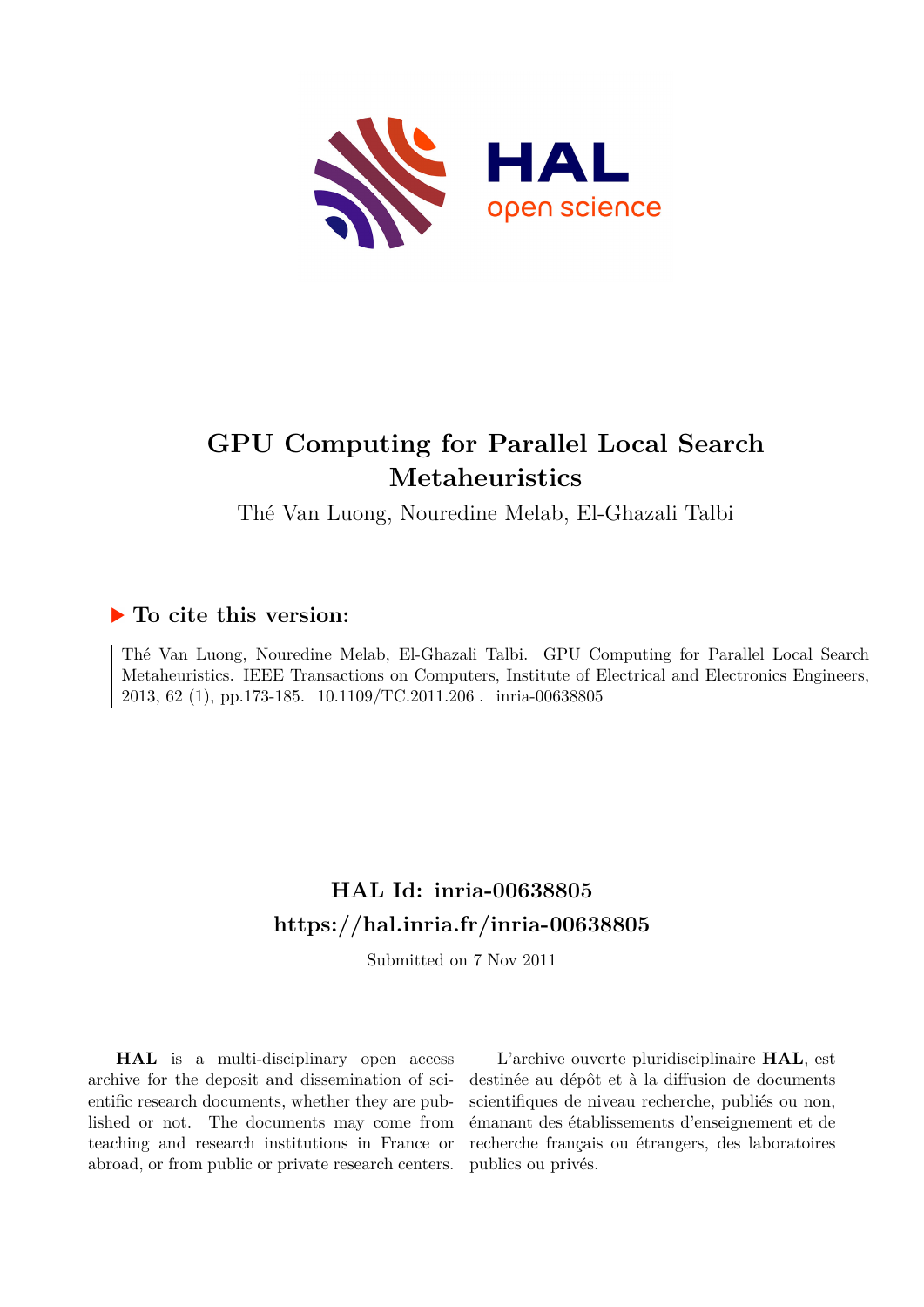# GPU Computing for Parallel Local Search Metaheuristics

Thé Van Luong, Nouredine Melab, El-Ghazali Talbi

## ▶ To cite this version:

Thé Van Luong, Nouredine Melab, El-Ghazali Talbi. GPU Computing for Parallel Local Search Metaheuristics. IEEE Transactions on Computers, Institute of Electrical and Electronics Engineers, 2013, 62 (1), pp.173-185. 10.1109/TC.2011.206 . inria-00638805

## HAL Id: inria-00638805

## https://hal.inria.fr/inria-00638805

Submitted on 7 Nov 2011

**HAL** is a multi-disciplinary open access archive for the deposit and dissemination of scientific research documents, whether they are published or not. The documents may come from teaching and research institutions in France or abroad, or from public or private research centers.

L'archive ouverte pluridisciplinaire **HAL**, est destinée au dépôt et à la diffusion de documents scientifiques de niveau recherche, publiés ou non, émanant des établissements d'enseignement et de recherche français ou étrangers, des laboratoires publics ou privés.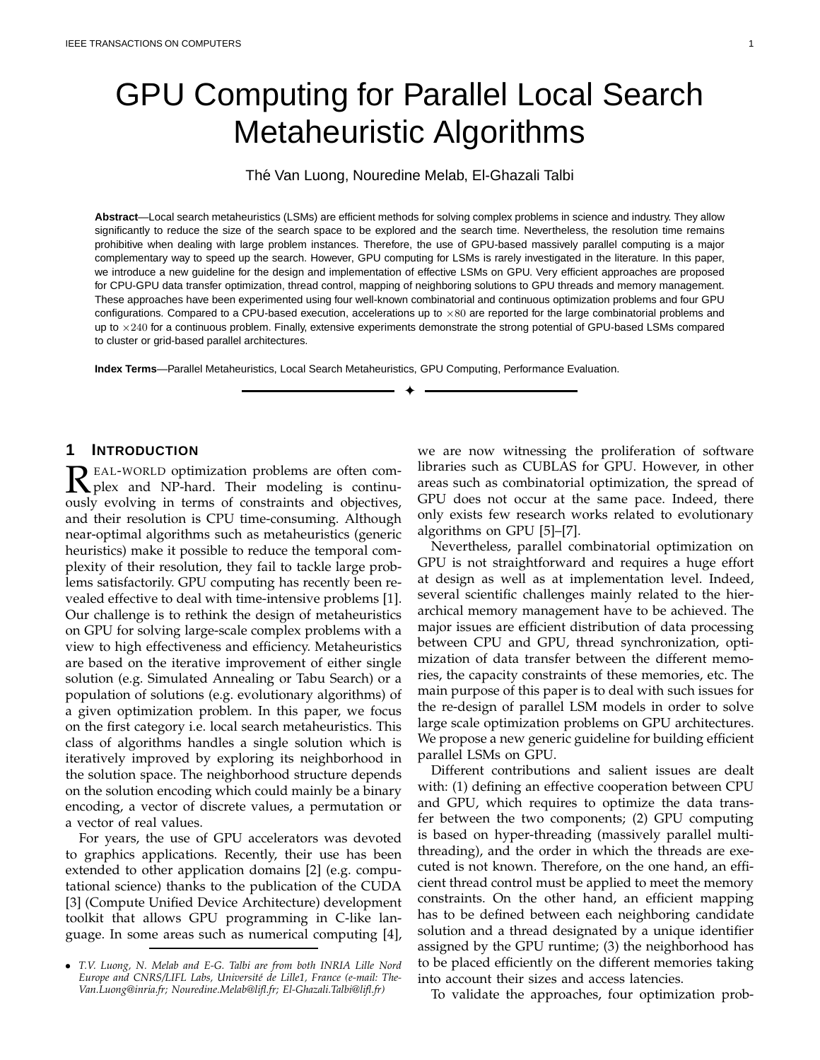# GPU Computing for Parallel Local Search Metaheuristic Algorithms

Thé Van Luong, Nouredine Melab, El-Ghazali Talbi

**Abstract**—Local search metaheuristics (LSMs) are efficient methods for solving complex problems in science and industry. They allow significantly to reduce the size of the search space to be explored and the search time. Nevertheless, the resolution time remains prohibitive when dealing with large problem instances. Therefore, the use of GPU-based massively parallel computing is a major complementary way to speed up the search. However, GPU computing for LSMs is rarely investigated in the literature. In this paper, we introduce a new guideline for the design and implementation of effective LSMs on GPU. Very efficient approaches are proposed for CPU-GPU data transfer optimization, thread control, mapping of neighboring solutions to GPU threads and memory management. These approaches have been experimented using four well-known combinatorial and continuous optimization problems and four GPU configurations. Compared to a CPU-based execution, accelerations up to $\times 80$ are reported for the large combinatorial problems and up to $\times 240$ for a continuous problem. Finally, extensive experiments demonstrate the strong potential of GPU-based LSMs compared to cluster or grid-based parallel architectures.

**Index Terms**—Parallel Metaheuristics, Local Search Metaheuristics, GPU Computing, Performance Evaluation.

## 1 Introduction

Real-world optimization problems are often complex and NP-hard. Their modeling is continuously evolving in terms of constraints and objectives, and their resolution is CPU time-consuming. Although near-optimal algorithms such as metaheuristics (generic heuristics) make it possible to reduce the temporal complexity of their resolution, they fail to tackle large problems satisfactorily. GPU computing has recently been revealed effective to deal with time-intensive problems [1]. Our challenge is to rethink the design of metaheuristics on GPU for solving large-scale complex problems with a view to high effectiveness and efficiency. Metaheuristics are based on the iterative improvement of either single solution (e.g. Simulated Annealing or Tabu Search) or a population of solutions (e.g. evolutionary algorithms) of a given optimization problem. In this paper, we focus on the first category i.e. local search metaheuristics. This class of algorithms handles a single solution which is iteratively improved by exploring its neighborhood in the solution space. The neighborhood structure depends on the solution encoding which could mainly be a binary encoding, a vector of discrete values, a permutation or a vector of real values.

For years, the use of GPU accelerators was devoted to graphics applications. Recently, their use has been extended to other application domains [2] (e.g. computational science) thanks to the publication of the CUDA [3] (Compute Unified Device Architecture) development toolkit that allows GPU programming in C-like language. In some areas such as numerical computing [4], we are now witnessing the proliferation of software libraries such as CUBLAS for GPU. However, in other areas such as combinatorial optimization, the spread of GPU does not occur at the same pace. Indeed, there only exists few research works related to evolutionary algorithms on GPU [5]–[7].

Nevertheless, parallel combinatorial optimization on GPU is not straightforward and requires a huge effort at design as well as at implementation level. Indeed, several scientific challenges mainly related to the hierarchical memory management have to be achieved. The major issues are efficient distribution of data processing between CPU and GPU, thread synchronization, optimization of data transfer between the different memories, the capacity constraints of these memories, etc. The main purpose of this paper is to deal with such issues for the re-design of parallel LSM models in order to solve large scale optimization problems on GPU architectures. We propose a new generic guideline for building efficient parallel LSMs on GPU.

Different contributions and salient issues are dealt with: (1) defining an effective cooperation between CPU and GPU, which requires to optimize the data transfer between the two components; (2) GPU computing is based on hyper-threading (massively parallel multi-threading), and the order in which the threads are executed is not known. Therefore, on the one hand, an efficient thread control must be applied to meet the memory constraints. On the other hand, an efficient mapping has to be defined between each neighboring candidate solution and a thread designated by a unique identifier assigned by the GPU runtime; (3) the neighborhood has to be placed efficiently on the different memories taking into account their sizes and access latencies.

To validate the approaches, four optimization prob-

- *T.V. Luong, N. Melab and E-G. Talbi are from both INRIA Lille Nord Europe and CNRS/LIFL Labs, Université de Lille1, France (e-mail: The-Van.Luong@inria.fr; Nouredine.Melab@lifl.fr; El-Ghazali.Talbi@lifl.fr)*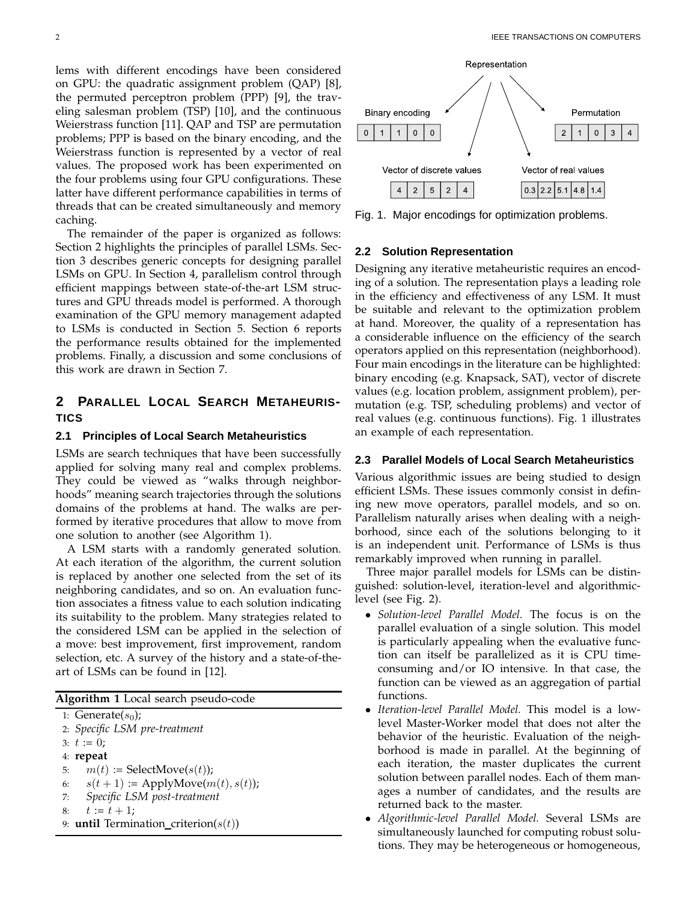lems with different encodings have been considered on GPU: the quadratic assignment problem (QAP) [8], the permuted perceptron problem (PPP) [9], the traveling salesman problem (TSP) [10], and the continuous Weierstrass function [11]. QAP and TSP are permutation problems; PPP is based on the binary encoding, and the Weierstrass function is represented by a vector of real values. The proposed work has been experimented on the four problems using four GPU configurations. These latter have different performance capabilities in terms of threads that can be created simultaneously and memory caching.

The remainder of the paper is organized as follows: Section 2 highlights the principles of parallel LSMs. Section 3 describes generic concepts for designing parallel LSMs on GPU. In Section 4, parallelism control through efficient mappings between state-of-the-art LSM structures and GPU threads model is performed. A thorough examination of the GPU memory management adapted to LSMs is conducted in Section 5. Section 6 reports the performance results obtained for the implemented problems. Finally, a discussion and some conclusions of this work are drawn in Section 7.

## 2 Parallel Local Search Metaheuristics

### 2.1 Principles of Local Search Metaheuristics

LSMs are search techniques that have been successfully applied for solving many real and complex problems. They could be viewed as "walks through neighborhoods" meaning search trajectories through the solutions domains of the problems at hand. The walks are performed by iterative procedures that allow to move from one solution to another (see Algorithm 1).

A LSM starts with a randomly generated solution. At each iteration of the algorithm, the current solution is replaced by another one selected from the set of its neighboring candidates, and so on. An evaluation function associates a fitness value to each solution indicating its suitability to the problem. Many strategies related to the considered LSM can be applied in the selection of a move: best improvement, first improvement, random selection, etc. A survey of the history and a state-of-the-art of LSMs can be found in [12].

**Algorithm 1** Local search pseudo-code

1: Generate($s_0$);
2: *Specific LSM pre-treatment*
3: $t := 0$;
4: **repeat**
5: $\quad m(t)$ := SelectMove($s(t)$);
6: $\quad s(t+1)$ := ApplyMove($m(t), s(t)$);
7: $\quad$ *Specific LSM post-treatment*
8: $\quad t := t + 1$;
9: **until** Termination_criterion($s(t)$)

Representation

Binary encoding
0 1 1 0 0

Permutation
2 1 0 3 4

Vector of discrete values
4 2 5 2 4

Vector of real values
0.3 2.2 5.1 4.8 1.4

Fig. 1. Major encodings for optimization problems.

### 2.2 Solution Representation

Designing any iterative metaheuristic requires an encoding of a solution. The representation plays a leading role in the efficiency and effectiveness of any LSM. It must be suitable and relevant to the optimization problem at hand. Moreover, the quality of a representation has a considerable influence on the efficiency of the search operators applied on this representation (neighborhood). Four main encodings in the literature can be highlighted: binary encoding (e.g. Knapsack, SAT), vector of discrete values (e.g. location problem, assignment problem), permutation (e.g. TSP, scheduling problems) and vector of real values (e.g. continuous functions). Fig. 1 illustrates an example of each representation.

### 2.3 Parallel Models of Local Search Metaheuristics

Various algorithmic issues are being studied to design efficient LSMs. These issues commonly consist in defining new move operators, parallel models, and so on. Parallelism naturally arises when dealing with a neighborhood, since each of the solutions belonging to it is an independent unit. Performance of LSMs is thus remarkably improved when running in parallel.

Three major parallel models for LSMs can be distinguished: solution-level, iteration-level and algorithmic-level (see Fig. 2).

- *Solution-level Parallel Model.* The focus is on the parallel evaluation of a single solution. This model is particularly appealing when the evaluative function can itself be parallelized as it is CPU time-consuming and/or IO intensive. In that case, the function can be viewed as an aggregation of partial functions.
- *Iteration-level Parallel Model.* This model is a low-level Master-Worker model that does not alter the behavior of the heuristic. Evaluation of the neighborhood is made in parallel. At the beginning of each iteration, the master duplicates the current solution between parallel nodes. Each of them manages a number of candidates, and the results are returned back to the master.
- *Algorithmic-level Parallel Model.* Several LSMs are simultaneously launched for computing robust solutions. They may be heterogeneous or homogeneous,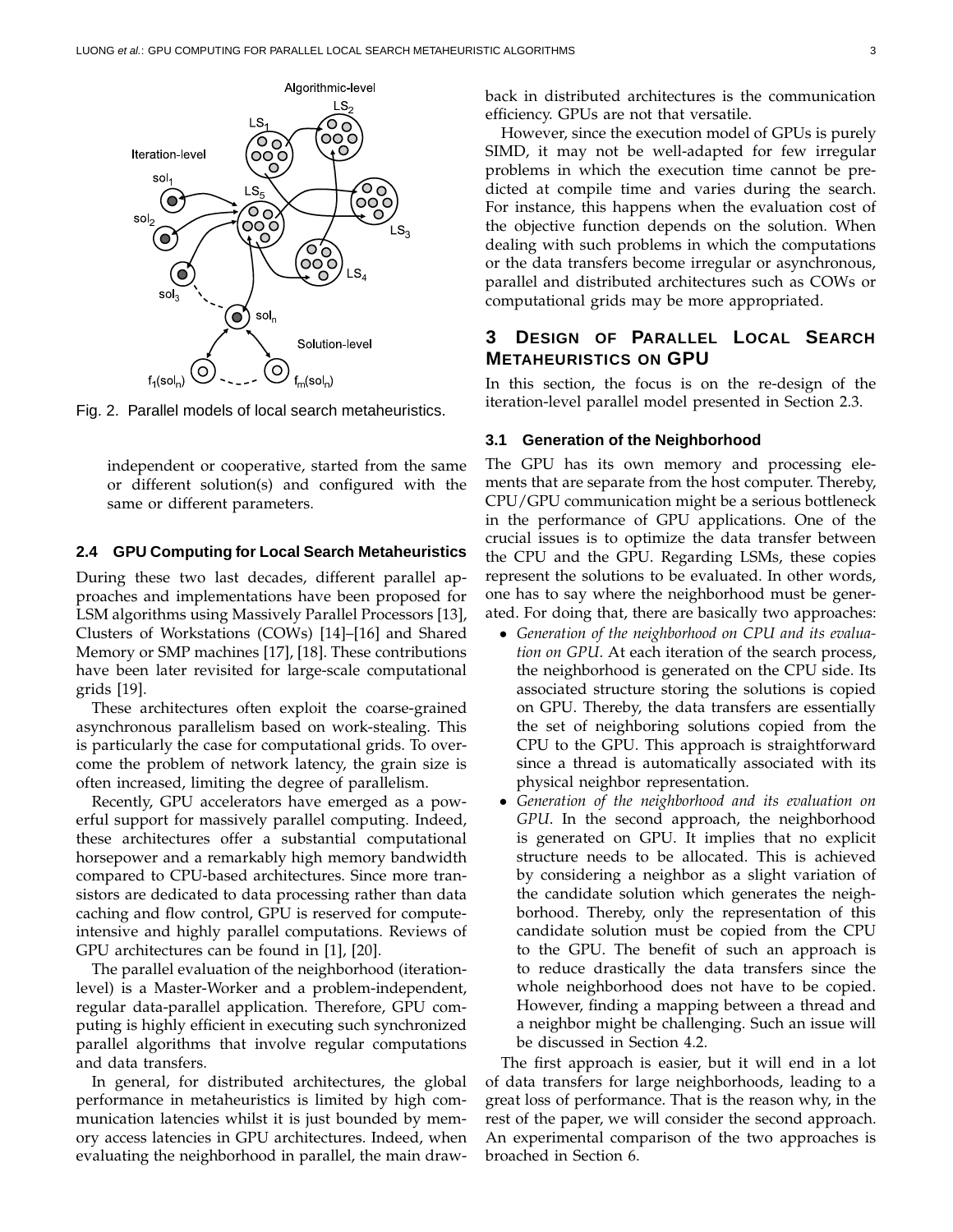Algorithmic-level

LS$_2$

LS$_1$

Iteration-level

sol$_1$

LS$_5$

sol$_2$

LS$_3$

LS$_4$

sol$_3$

sol$_n$

Solution-level

f$_1$(sol$_n$)

f$_m$(sol$_n$)

Fig. 2. Parallel models of local search metaheuristics.

independent or cooperative, started from the same or different solution(s) and configured with the same or different parameters.

### 2.4 GPU Computing for Local Search Metaheuristics

During these two last decades, different parallel approaches and implementations have been proposed for LSM algorithms using Massively Parallel Processors [13], Clusters of Workstations (COWs) [14]–[16] and Shared Memory or SMP machines [17], [18]. These contributions have been later revisited for large-scale computational grids [19].

These architectures often exploit the coarse-grained asynchronous parallelism based on work-stealing. This is particularly the case for computational grids. To overcome the problem of network latency, the grain size is often increased, limiting the degree of parallelism.

Recently, GPU accelerators have emerged as a powerful support for massively parallel computing. Indeed, these architectures offer a substantial computational horsepower and a remarkably high memory bandwidth compared to CPU-based architectures. Since more transistors are dedicated to data processing rather than data caching and flow control, GPU is reserved for compute-intensive and highly parallel computations. Reviews of GPU architectures can be found in [1], [20].

The parallel evaluation of the neighborhood (iteration-level) is a Master-Worker and a problem-independent, regular data-parallel application. Therefore, GPU computing is highly efficient in executing such synchronized parallel algorithms that involve regular computations and data transfers.

In general, for distributed architectures, the global performance in metaheuristics is limited by high communication latencies whilst it is just bounded by memory access latencies in GPU architectures. Indeed, when evaluating the neighborhood in parallel, the main drawback in distributed architectures is the communication efficiency. GPUs are not that versatile.

However, since the execution model of GPUs is purely SIMD, it may not be well-adapted for few irregular problems in which the execution time cannot be predicted at compile time and varies during the search. For instance, this happens when the evaluation cost of the objective function depends on the solution. When dealing with such problems in which the computations or the data transfers become irregular or asynchronous, parallel and distributed architectures such as COWs or computational grids may be more appropriated.

## 3 Design of Parallel Local Search Metaheuristics on GPU

In this section, the focus is on the re-design of the iteration-level parallel model presented in Section 2.3.

### 3.1 Generation of the Neighborhood

The GPU has its own memory and processing elements that are separate from the host computer. Thereby, CPU/GPU communication might be a serious bottleneck in the performance of GPU applications. One of the crucial issues is to optimize the data transfer between the CPU and the GPU. Regarding LSMs, these copies represent the solutions to be evaluated. In other words, one has to say where the neighborhood must be generated. For doing that, there are basically two approaches:

- *Generation of the neighborhood on CPU and its evaluation on GPU*. At each iteration of the search process, the neighborhood is generated on the CPU side. Its associated structure storing the solutions is copied on GPU. Thereby, the data transfers are essentially the set of neighboring solutions copied from the CPU to the GPU. This approach is straightforward since a thread is automatically associated with its physical neighbor representation.
- *Generation of the neighborhood and its evaluation on GPU*. In the second approach, the neighborhood is generated on GPU. It implies that no explicit structure needs to be allocated. This is achieved by considering a neighbor as a slight variation of the candidate solution which generates the neighborhood. Thereby, only the representation of this candidate solution must be copied from the CPU to the GPU. The benefit of such an approach is to reduce drastically the data transfers since the whole neighborhood does not have to be copied. However, finding a mapping between a thread and a neighbor might be challenging. Such an issue will be discussed in Section 4.2.

The first approach is easier, but it will end in a lot of data transfers for large neighborhoods, leading to a great loss of performance. That is the reason why, in the rest of the paper, we will consider the second approach. An experimental comparison of the two approaches is broached in Section 6.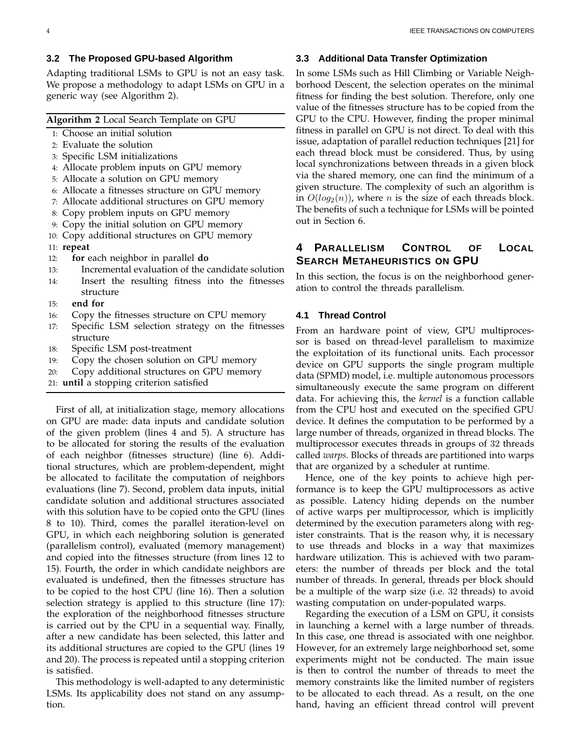### 3.2 The Proposed GPU-based Algorithm

Adapting traditional LSMs to GPU is not an easy task. We propose a methodology to adapt LSMs on GPU in a generic way (see Algorithm 2).

**Algorithm 2** Local Search Template on GPU

```
1: Choose an initial solution
2: Evaluate the solution
3: Specific LSM initializations
4: Allocate problem inputs on GPU memory
5: Allocate a solution on GPU memory
6: Allocate a fitnesses structure on GPU memory
7: Allocate additional structures on GPU memory
8: Copy problem inputs on GPU memory
9: Copy the initial solution on GPU memory
10: Copy additional structures on GPU memory
11: repeat
12:    for each neighbor in parallel do
13:       Incremental evaluation of the candidate solution
14:       Insert the resulting fitness into the fitnesses structure
15:    end for
16:    Copy the fitnesses structure on CPU memory
17:    Specific LSM selection strategy on the fitnesses structure
18:    Specific LSM post-treatment
19:    Copy the chosen solution on GPU memory
20:    Copy additional structures on GPU memory
21: until a stopping criterion satisfied
```

First of all, at initialization stage, memory allocations on GPU are made: data inputs and candidate solution of the given problem (lines 4 and 5). A structure has to be allocated for storing the results of the evaluation of each neighbor (fitnesses structure) (line 6). Additional structures, which are problem-dependent, might be allocated to facilitate the computation of neighbors evaluations (line 7). Second, problem data inputs, initial candidate solution and additional structures associated with this solution have to be copied onto the GPU (lines 8 to 10). Third, comes the parallel iteration-level on GPU, in which each neighboring solution is generated (parallelism control), evaluated (memory management) and copied into the fitnesses structure (from lines 12 to 15). Fourth, the order in which candidate neighbors are evaluated is undefined, then the fitnesses structure has to be copied to the host CPU (line 16). Then a solution selection strategy is applied to this structure (line 17): the exploration of the neighborhood fitnesses structure is carried out by the CPU in a sequential way. Finally, after a new candidate has been selected, this latter and its additional structures are copied to the GPU (lines 19 and 20). The process is repeated until a stopping criterion is satisfied.

This methodology is well-adapted to any deterministic LSMs. Its applicability does not stand on any assumption.

### 3.3 Additional Data Transfer Optimization

In some LSMs such as Hill Climbing or Variable Neighborhood Descent, the selection operates on the minimal fitness for finding the best solution. Therefore, only one value of the fitnesses structure has to be copied from the GPU to the CPU. However, finding the proper minimal fitness in parallel on GPU is not direct. To deal with this issue, adaptation of parallel reduction techniques [21] for each thread block must be considered. Thus, by using local synchronizations between threads in a given block via the shared memory, one can find the minimum of a given structure. The complexity of such an algorithm is in $O(log_2(n))$, where $n$ is the size of each threads block. The benefits of such a technique for LSMs will be pointed out in Section 6.

## 4 Parallelism Control of Local Search Metaheuristics on GPU

In this section, the focus is on the neighborhood generation to control the threads parallelism.

### 4.1 Thread Control

From an hardware point of view, GPU multiprocessor is based on thread-level parallelism to maximize the exploitation of its functional units. Each processor device on GPU supports the single program multiple data (SPMD) model, i.e. multiple autonomous processors simultaneously execute the same program on different data. For achieving this, the *kernel* is a function callable from the CPU host and executed on the specified GPU device. It defines the computation to be performed by a large number of threads, organized in thread blocks. The multiprocessor executes threads in groups of 32 threads called *warps*. Blocks of threads are partitioned into warps that are organized by a scheduler at runtime.

Hence, one of the key points to achieve high performance is to keep the GPU multiprocessors as active as possible. Latency hiding depends on the number of active warps per multiprocessor, which is implicitly determined by the execution parameters along with register constraints. That is the reason why, it is necessary to use threads and blocks in a way that maximizes hardware utilization. This is achieved with two parameters: the number of threads per block and the total number of threads. In general, threads per block should be a multiple of the warp size (i.e. 32 threads) to avoid wasting computation on under-populated warps.

Regarding the execution of a LSM on GPU, it consists in launching a kernel with a large number of threads. In this case, one thread is associated with one neighbor. However, for an extremely large neighborhood set, some experiments might not be conducted. The main issue is then to control the number of threads to meet the memory constraints like the limited number of registers to be allocated to each thread. As a result, on the one hand, having an efficient thread control will prevent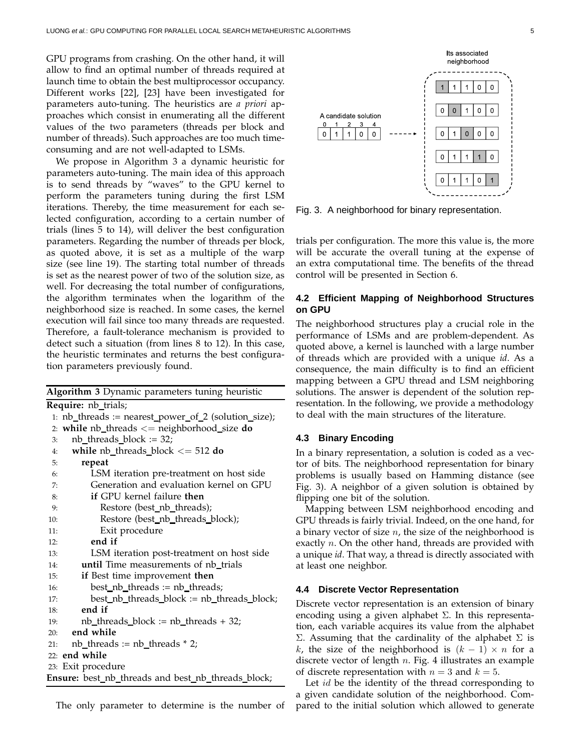GPU programs from crashing. On the other hand, it will allow to find an optimal number of threads required at launch time to obtain the best multiprocessor occupancy. Different works [22], [23] have been investigated for parameters auto-tuning. The heuristics are *a priori* approaches which consist in enumerating all the different values of the two parameters (threads per block and number of threads). Such approaches are too much time-consuming and are not well-adapted to LSMs.

We propose in Algorithm 3 a dynamic heuristic for parameters auto-tuning. The main idea of this approach is to send threads by "waves" to the GPU kernel to perform the parameters tuning during the first LSM iterations. Thereby, the time measurement for each selected configuration, according to a certain number of trials (lines 5 to 14), will deliver the best configuration parameters. Regarding the number of threads per block, as quoted above, it is set as a multiple of the warp size (see line 19). The starting total number of threads is set as the nearest power of two of the solution size, as well. For decreasing the total number of configurations, the algorithm terminates when the logarithm of the neighborhood size is reached. In some cases, the kernel execution will fail since too many threads are requested. Therefore, a fault-tolerance mechanism is provided to detect such a situation (from lines 8 to 12). In this case, the heuristic terminates and returns the best configuration parameters previously found.

**Algorithm 3** Dynamic parameters tuning heuristic

```
Require: nb_trials;
 1: nb_threads := nearest_power_of_2 (solution_size);
 2: while nb_threads <= neighborhood_size do
 3:   nb_threads_block := 32;
 4:   while nb_threads_block <= 512 do
 5:     repeat
 6:       LSM iteration pre-treatment on host side
 7:       Generation and evaluation kernel on GPU
 8:       if GPU kernel failure then
 9:         Restore (best_nb_threads);
10:         Restore (best_nb_threads_block);
11:         Exit procedure
12:       end if
13:       LSM iteration post-treatment on host side
14:     until Time measurements of nb_trials
15:     if Best time improvement then
16:       best_nb_threads := nb_threads;
17:       best_nb_threads_block := nb_threads_block;
18:     end if
19:     nb_threads_block := nb_threads + 32;
20:   end while
21:   nb_threads := nb_threads * 2;
22: end while
23: Exit procedure
Ensure: best_nb_threads and best_nb_threads_block;
```

The only parameter to determine is the number of trials per configuration. The more this value is, the more will be accurate the overall tuning at the expense of an extra computational time. The benefits of the thread control will be presented in Section 6.

Fig. 3. A neighborhood for binary representation.

### 4.2 Efficient Mapping of Neighborhood Structures on GPU

The neighborhood structures play a crucial role in the performance of LSMs and are problem-dependent. As quoted above, a kernel is launched with a large number of threads which are provided with a unique *id*. As a consequence, the main difficulty is to find an efficient mapping between a GPU thread and LSM neighboring solutions. The answer is dependent of the solution representation. In the following, we provide a methodology to deal with the main structures of the literature.

### 4.3 Binary Encoding

In a binary representation, a solution is coded as a vector of bits. The neighborhood representation for binary problems is usually based on Hamming distance (see Fig. 3). A neighbor of a given solution is obtained by flipping one bit of the solution.

Mapping between LSM neighborhood encoding and GPU threads is fairly trivial. Indeed, on the one hand, for a binary vector of size $n$, the size of the neighborhood is exactly $n$. On the other hand, threads are provided with a unique *id*. That way, a thread is directly associated with at least one neighbor.

### 4.4 Discrete Vector Representation

Discrete vector representation is an extension of binary encoding using a given alphabet $\Sigma$. In this representation, each variable acquires its value from the alphabet $\Sigma$. Assuming that the cardinality of the alphabet $\Sigma$ is $k$, the size of the neighborhood is $(k-1) \times n$ for a discrete vector of length $n$. Fig. 4 illustrates an example of discrete representation with $n = 3$ and $k = 5$.

Let $id$ be the identity of the thread corresponding to a given candidate solution of the neighborhood. Compared to the initial solution which allowed to generate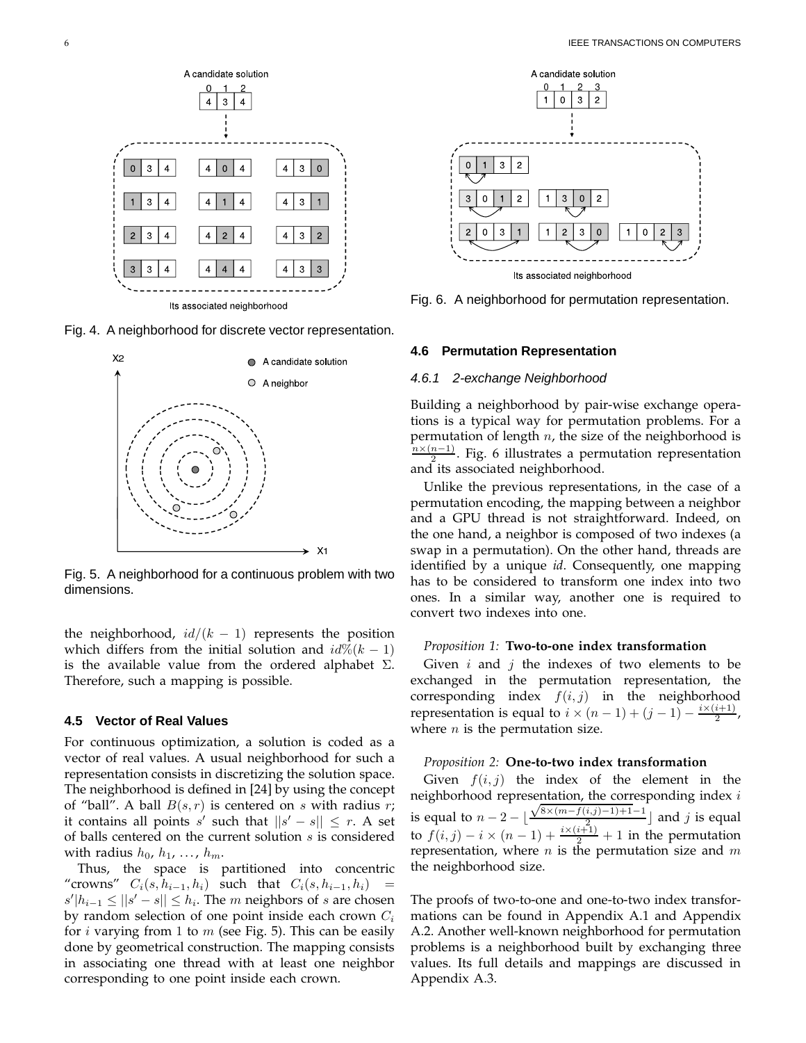Fig. 4. A neighborhood for discrete vector representation.

Fig. 5. A neighborhood for a continuous problem with two dimensions.

the neighborhood, $id/(k-1)$ represents the position which differs from the initial solution and $id\%(k-1)$ is the available value from the ordered alphabet $\Sigma$. Therefore, such a mapping is possible.

### 4.5 Vector of Real Values

For continuous optimization, a solution is coded as a vector of real values. A usual neighborhood for such a representation consists in discretizing the solution space. The neighborhood is defined in [24] by using the concept of "ball". A ball $B(s,r)$ is centered on $s$ with radius $r$; it contains all points $s'$ such that $||s'-s|| \leq r$. A set of balls centered on the current solution $s$ is considered with radius $h_0$, $h_1$, ..., $h_m$.

Thus, the space is partitioned into concentric "crowns" $C_i(s, h_{i-1}, h_i)$ such that $C_i(s, h_{i-1}, h_i) = s' | h_{i-1} \leq ||s'-s|| \leq h_i$. The $m$ neighbors of $s$ are chosen by random selection of one point inside each crown $C_i$ for $i$ varying from 1 to $m$ (see Fig. 5). This can be easily done by geometrical construction. The mapping consists in associating one thread with at least one neighbor corresponding to one point inside each crown.

Fig. 6. A neighborhood for permutation representation.

### 4.6 Permutation Representation

#### 4.6.1 2-exchange Neighborhood

Building a neighborhood by pair-wise exchange operations is a typical way for permutation problems. For a permutation of length $n$, the size of the neighborhood is $\frac{n \times (n-1)}{2}$. Fig. 6 illustrates a permutation representation and its associated neighborhood.

Unlike the previous representations, in the case of a permutation encoding, the mapping between a neighbor and a GPU thread is not straightforward. Indeed, on the one hand, a neighbor is composed of two indexes (a swap in a permutation). On the other hand, threads are identified by a unique *id*. Consequently, one mapping has to be considered to transform one index into two ones. In a similar way, another one is required to convert two indexes into one.

*Proposition 1:* **Two-to-one index transformation**

Given $i$ and $j$ the indexes of two elements to be exchanged in the permutation representation, the corresponding index $f(i,j)$ in the neighborhood representation is equal to $i \times (n-1) + (j-1) - \frac{i \times (i+1)}{2}$, where $n$ is the permutation size.

*Proposition 2:* **One-to-two index transformation**

Given $f(i,j)$ the index of the element in the neighborhood representation, the corresponding index $i$ is equal to $n - 2 - \lfloor \frac{\sqrt{8 \times (m - f(i,j) - 1) + 1} - 1}{2} \rfloor$ and $j$ is equal to $f(i,j) - i \times (n-1) + \frac{i \times (i+1)}{2} + 1$ in the permutation representation, where $n$ is the permutation size and $m$ the neighborhood size.

The proofs of two-to-one and one-to-two index transformations can be found in Appendix A.1 and Appendix A.2. Another well-known neighborhood for permutation problems is a neighborhood built by exchanging three values. Its full details and mappings are discussed in Appendix A.3.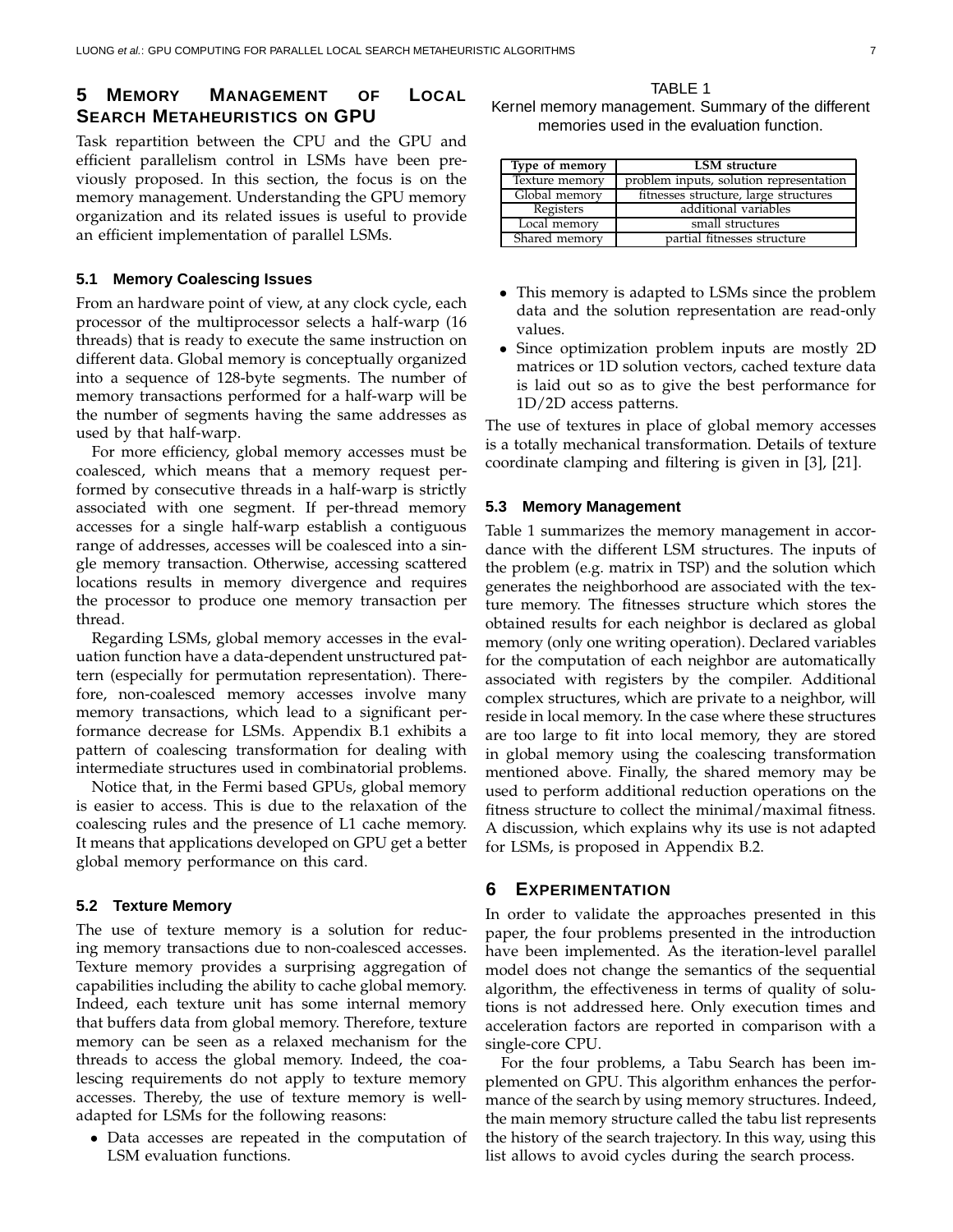## 5 Memory Management of Local Search Metaheuristics on GPU

Task repartition between the CPU and the GPU and efficient parallelism control in LSMs have been previously proposed. In this section, the focus is on the memory management. Understanding the GPU memory organization and its related issues is useful to provide an efficient implementation of parallel LSMs.

### 5.1 Memory Coalescing Issues

From an hardware point of view, at any clock cycle, each processor of the multiprocessor selects a half-warp (16 threads) that is ready to execute the same instruction on different data. Global memory is conceptually organized into a sequence of 128-byte segments. The number of memory transactions performed for a half-warp will be the number of segments having the same addresses as used by that half-warp.

For more efficiency, global memory accesses must be coalesced, which means that a memory request performed by consecutive threads in a half-warp is strictly associated with one segment. If per-thread memory accesses for a single half-warp establish a contiguous range of addresses, accesses will be coalesced into a single memory transaction. Otherwise, accessing scattered locations results in memory divergence and requires the processor to produce one memory transaction per thread.

Regarding LSMs, global memory accesses in the evaluation function have a data-dependent unstructured pattern (especially for permutation representation). Therefore, non-coalesced memory accesses involve many memory transactions, which lead to a significant performance decrease for LSMs. Appendix B.1 exhibits a pattern of coalescing transformation for dealing with intermediate structures used in combinatorial problems.

Notice that, in the Fermi based GPUs, global memory is easier to access. This is due to the relaxation of the coalescing rules and the presence of L1 cache memory. It means that applications developed on GPU get a better global memory performance on this card.

### 5.2 Texture Memory

The use of texture memory is a solution for reducing memory transactions due to non-coalesced accesses. Texture memory provides a surprising aggregation of capabilities including the ability to cache global memory. Indeed, each texture unit has some internal memory that buffers data from global memory. Therefore, texture memory can be seen as a relaxed mechanism for the threads to access the global memory. Indeed, the coalescing requirements do not apply to texture memory accesses. Thereby, the use of texture memory is well-adapted for LSMs for the following reasons:

- Data accesses are repeated in the computation of LSM evaluation functions.
- This memory is adapted to LSMs since the problem data and the solution representation are read-only values.
- Since optimization problem inputs are mostly 2D matrices or 1D solution vectors, cached texture data is laid out so as to give the best performance for 1D/2D access patterns.

The use of textures in place of global memory accesses is a totally mechanical transformation. Details of texture coordinate clamping and filtering is given in [3], [21].

TABLE 1
Kernel memory management. Summary of the different memories used in the evaluation function.

| Type of memory | LSM structure |
|---|---|
| Texture memory | problem inputs, solution representation |
| Global memory | fitnesses structure, large structures |
| Registers | additional variables |
| Local memory | small structures |
| Shared memory | partial fitnesses structure |

### 5.3 Memory Management

Table 1 summarizes the memory management in accordance with the different LSM structures. The inputs of the problem (e.g. matrix in TSP) and the solution which generates the neighborhood are associated with the texture memory. The fitnesses structure which stores the obtained results for each neighbor is declared as global memory (only one writing operation). Declared variables for the computation of each neighbor are automatically associated with registers by the compiler. Additional complex structures, which are private to a neighbor, will reside in local memory. In the case where these structures are too large to fit into local memory, they are stored in global memory using the coalescing transformation mentioned above. Finally, the shared memory may be used to perform additional reduction operations on the fitness structure to collect the minimal/maximal fitness. A discussion, which explains why its use is not adapted for LSMs, is proposed in Appendix B.2.

## 6 Experimentation

In order to validate the approaches presented in this paper, the four problems presented in the introduction have been implemented. As the iteration-level parallel model does not change the semantics of the sequential algorithm, the effectiveness in terms of quality of solutions is not addressed here. Only execution times and acceleration factors are reported in comparison with a single-core CPU.

For the four problems, a Tabu Search has been implemented on GPU. This algorithm enhances the performance of the search by using memory structures. Indeed, the main memory structure called the tabu list represents the history of the search trajectory. In this way, using this list allows to avoid cycles during the search process.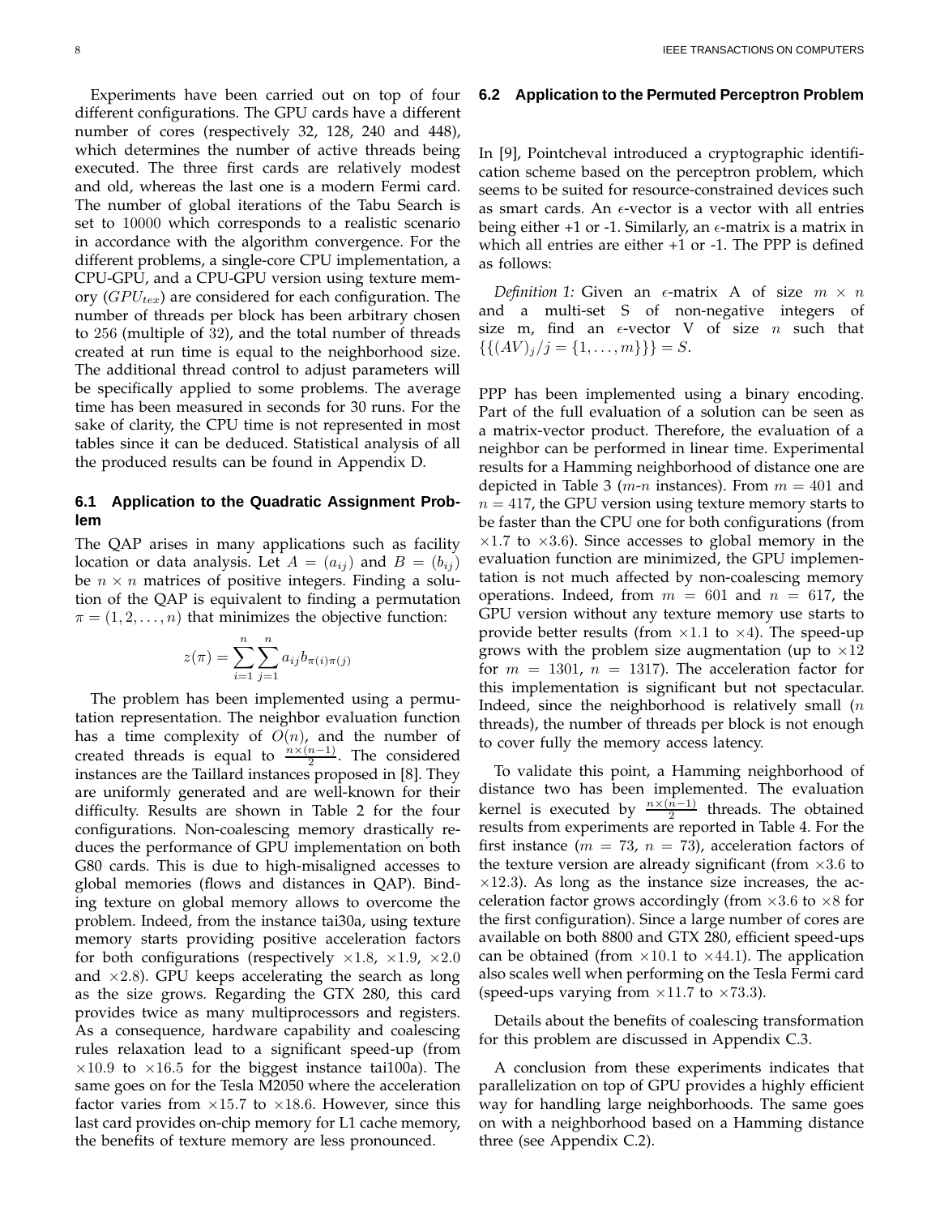Experiments have been carried out on top of four different configurations. The GPU cards have a different number of cores (respectively 32, 128, 240 and 448), which determines the number of active threads being executed. The three first cards are relatively modest and old, whereas the last one is a modern Fermi card. The number of global iterations of the Tabu Search is set to 10000 which corresponds to a realistic scenario in accordance with the algorithm convergence. For the different problems, a single-core CPU implementation, a CPU-GPU, and a CPU-GPU version using texture memory ($GPU_{tex}$) are considered for each configuration. The number of threads per block has been arbitrary chosen to 256 (multiple of 32), and the total number of threads created at run time is equal to the neighborhood size. The additional thread control to adjust parameters will be specifically applied to some problems. The average time has been measured in seconds for 30 runs. For the sake of clarity, the CPU time is not represented in most tables since it can be deduced. Statistical analysis of all the produced results can be found in Appendix D.

### 6.1 Application to the Quadratic Assignment Problem

The QAP arises in many applications such as facility location or data analysis. Let $A = (a_{ij})$ and $B = (b_{ij})$ be $n \times n$ matrices of positive integers. Finding a solution of the QAP is equivalent to finding a permutation $\pi = (1, 2, \ldots, n)$ that minimizes the objective function:

$$z(\pi) = \sum_{i=1}^{n} \sum_{j=1}^{n} a_{ij} b_{\pi(i)\pi(j)}$$

The problem has been implemented using a permutation representation. The neighbor evaluation function has a time complexity of $O(n)$, and the number of created threads is equal to $\frac{n \times (n-1)}{2}$. The considered instances are the Taillard instances proposed in [8]. They are uniformly generated and are well-known for their difficulty. Results are shown in Table 2 for the four configurations. Non-coalescing memory drastically reduces the performance of GPU implementation on both G80 cards. This is due to high-misaligned accesses to global memories (flows and distances in QAP). Binding texture on global memory allows to overcome the problem. Indeed, from the instance tai30a, using texture memory starts providing positive acceleration factors for both configurations (respectively $\times 1.8$, $\times 1.9$, $\times 2.0$ and $\times 2.8$). GPU keeps accelerating the search as long as the size grows. Regarding the GTX 280, this card provides twice as many multiprocessors and registers. As a consequence, hardware capability and coalescing rules relaxation lead to a significant speed-up (from $\times 10.9$ to $\times 16.5$ for the biggest instance tai100a). The same goes on for the Tesla M2050 where the acceleration factor varies from $\times 15.7$ to $\times 18.6$. However, since this last card provides on-chip memory for L1 cache memory, the benefits of texture memory are less pronounced.

### 6.2 Application to the Permuted Perceptron Problem

In [9], Pointcheval introduced a cryptographic identification scheme based on the perceptron problem, which seems to be suited for resource-constrained devices such as smart cards. An $\epsilon$-vector is a vector with all entries being either +1 or -1. Similarly, an $\epsilon$-matrix is a matrix in which all entries are either +1 or -1. The PPP is defined as follows:

*Definition 1:* Given an $\epsilon$-matrix A of size $m \times n$ and a multi-set S of non-negative integers of size m, find an $\epsilon$-vector V of size $n$ such that $\{\{(AV)_j / j = \{1, \ldots, m\}\}\} = S$.

PPP has been implemented using a binary encoding. Part of the full evaluation of a solution can be seen as a matrix-vector product. Therefore, the evaluation of a neighbor can be performed in linear time. Experimental results for a Hamming neighborhood of distance one are depicted in Table 3 ($m$-$n$ instances). From $m = 401$ and $n = 417$, the GPU version using texture memory starts to be faster than the CPU one for both configurations (from $\times 1.7$ to $\times 3.6$). Since accesses to global memory in the evaluation function are minimized, the GPU implementation is not much affected by non-coalescing memory operations. Indeed, from $m = 601$ and $n = 617$, the GPU version without any texture memory use starts to provide better results (from $\times 1.1$ to $\times 4$). The speed-up grows with the problem size augmentation (up to $\times 12$ for $m = 1301$, $n = 1317$). The acceleration factor for this implementation is significant but not spectacular. Indeed, since the neighborhood is relatively small ($n$ threads), the number of threads per block is not enough to cover fully the memory access latency.

To validate this point, a Hamming neighborhood of distance two has been implemented. The evaluation kernel is executed by $\frac{n \times (n-1)}{2}$ threads. The obtained results from experiments are reported in Table 4. For the first instance ($m = 73$, $n = 73$), acceleration factors of the texture version are already significant (from $\times 3.6$ to $\times 12.3$). As long as the instance size increases, the acceleration factor grows accordingly (from $\times 3.6$ to $\times 8$ for the first configuration). Since a large number of cores are available on both 8800 and GTX 280, efficient speed-ups can be obtained (from $\times 10.1$ to $\times 44.1$). The application also scales well when performing on the Tesla Fermi card (speed-ups varying from $\times 11.7$ to $\times 73.3$).

Details about the benefits of coalescing transformation for this problem are discussed in Appendix C.3.

A conclusion from these experiments indicates that parallelization on top of GPU provides a highly efficient way for handling large neighborhoods. The same goes on with a neighborhood based on a Hamming distance three (see Appendix C.2).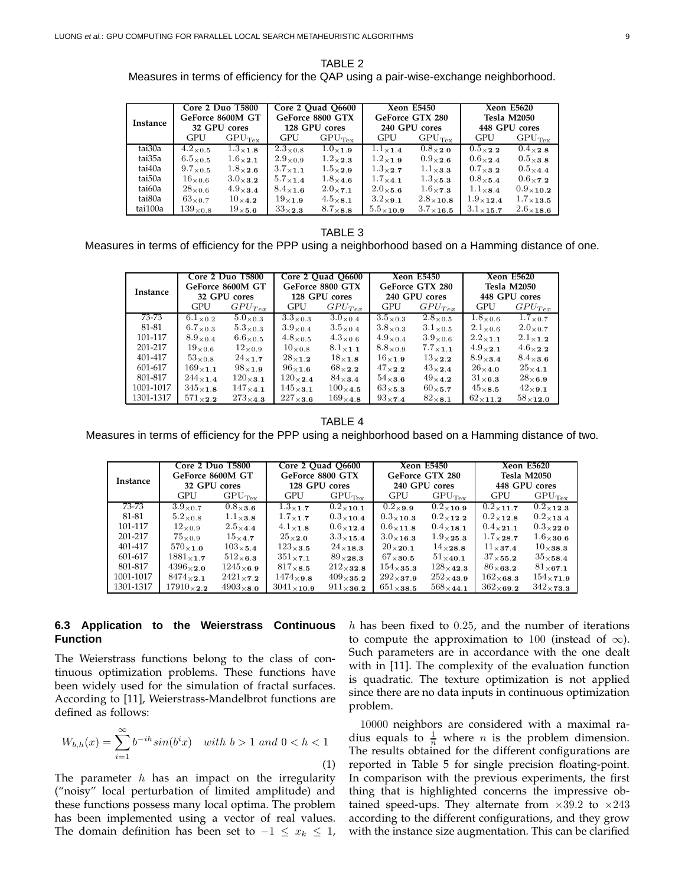TABLE 2

Measures in terms of efficiency for the QAP using a pair-wise-exchange neighborhood.

| Instance | Core 2 Duo T5800 GeForce 8600M GT 32 GPU cores | | Core 2 Quad Q6600 GeForce 8800 GTX 128 GPU cores | | Xeon E5450 GeForce GTX 280 240 GPU cores | | Xeon E5620 Tesla M2050 448 GPU cores | |
|---|---|---|---|---|---|---|---|---|
| | GPU | $GPU_{Tex}$ | GPU | $GPU_{Tex}$ | GPU | $GPU_{Tex}$ | GPU | $GPU_{Tex}$ |
| tai30a | $4.2_{\times 0.5}$ | $1.3_{\times \mathbf{1.8}}$ | $2.3_{\times 0.8}$ | $1.0_{\times \mathbf{1.9}}$ | $1.1_{\times \mathbf{1.4}}$ | $0.8_{\times \mathbf{2.0}}$ | $0.5_{\times \mathbf{2.2}}$ | $0.4_{\times \mathbf{2.8}}$ |
| tai35a | $6.5_{\times 0.5}$ | $1.6_{\times \mathbf{2.1}}$ | $2.9_{\times 0.9}$ | $1.2_{\times \mathbf{2.3}}$ | $1.2_{\times \mathbf{1.9}}$ | $0.9_{\times \mathbf{2.6}}$ | $0.6_{\times \mathbf{2.4}}$ | $0.5_{\times \mathbf{3.8}}$ |
| tai40a | $9.7_{\times 0.5}$ | $1.8_{\times \mathbf{2.6}}$ | $3.7_{\times 1.1}$ | $1.5_{\times \mathbf{2.9}}$ | $1.3_{\times \mathbf{2.7}}$ | $1.1_{\times \mathbf{3.3}}$ | $0.7_{\times \mathbf{3.2}}$ | $0.5_{\times \mathbf{4.4}}$ |
| tai50a | $16_{\times 0.6}$ | $3.0_{\times \mathbf{3.2}}$ | $5.7_{\times 1.4}$ | $1.8_{\times \mathbf{4.6}}$ | $1.7_{\times \mathbf{4.1}}$ | $1.3_{\times \mathbf{5.3}}$ | $0.8_{\times \mathbf{5.4}}$ | $0.6_{\times \mathbf{7.2}}$ |
| tai60a | $28_{\times 0.6}$ | $4.9_{\times \mathbf{3.4}}$ | $8.4_{\times \mathbf{1.6}}$ | $2.0_{\times \mathbf{7.1}}$ | $2.0_{\times \mathbf{5.6}}$ | $1.6_{\times \mathbf{7.3}}$ | $1.1_{\times \mathbf{8.4}}$ | $0.9_{\times \mathbf{10.2}}$ |
| tai80a | $63_{\times 0.7}$ | $10_{\times \mathbf{4.2}}$ | $19_{\times \mathbf{1.9}}$ | $4.5_{\times \mathbf{8.1}}$ | $3.2_{\times \mathbf{9.1}}$ | $2.8_{\times \mathbf{10.8}}$ | $1.9_{\times \mathbf{12.4}}$ | $1.7_{\times \mathbf{13.5}}$ |
| tai100a | $139_{\times 0.8}$ | $19_{\times \mathbf{5.6}}$ | $33_{\times \mathbf{2.3}}$ | $8.7_{\times \mathbf{8.8}}$ | $5.5_{\times \mathbf{10.9}}$ | $3.7_{\times \mathbf{16.5}}$ | $3.1_{\times \mathbf{15.7}}$ | $2.6_{\times \mathbf{18.6}}$ |

TABLE 3

Measures in terms of efficiency for the PPP using a neighborhood based on a Hamming distance of one.

| Instance | Core 2 Duo T5800 GeForce 8600M GT 32 GPU cores | | Core 2 Quad Q6600 GeForce 8800 GTX 128 GPU cores | | Xeon E5450 GeForce GTX 280 240 GPU cores | | Xeon E5620 Tesla M2050 448 GPU cores | |
|---|---|---|---|---|---|---|---|---|
| | GPU | $GPU_{Tex}$ | GPU | $GPU_{Tex}$ | GPU | $GPU_{Tex}$ | GPU | $GPU_{Tex}$ |
| 73-73 | $6.1_{\times 0.2}$ | $5.0_{\times 0.3}$ | $3.3_{\times 0.3}$ | $3.0_{\times 0.4}$ | $3.5_{\times 0.3}$ | $2.8_{\times 0.5}$ | $1.8_{\times 0.6}$ | $1.7_{\times 0.7}$ |
| 81-81 | $6.7_{\times 0.3}$ | $5.3_{\times 0.3}$ | $3.9_{\times 0.4}$ | $3.5_{\times 0.4}$ | $3.8_{\times 0.3}$ | $3.1_{\times 0.5}$ | $2.1_{\times 0.6}$ | $2.0_{\times 0.7}$ |
| 101-117 | $8.9_{\times 0.4}$ | $6.6_{\times 0.5}$ | $4.8_{\times 0.5}$ | $4.3_{\times 0.6}$ | $4.9_{\times 0.4}$ | $3.9_{\times 0.6}$ | $2.2_{\times \mathbf{1.1}}$ | $2.1_{\times \mathbf{1.2}}$ |
| 201-217 | $19_{\times 0.6}$ | $12_{\times 0.9}$ | $10_{\times 0.8}$ | $8.1_{\times \mathbf{1.1}}$ | $8.8_{\times 0.9}$ | $7.7_{\times \mathbf{1.1}}$ | $4.9_{\times \mathbf{2.1}}$ | $4.6_{\times \mathbf{2.2}}$ |
| 401-417 | $53_{\times 0.8}$ | $24_{\times \mathbf{1.7}}$ | $28_{\times \mathbf{1.2}}$ | $18_{\times \mathbf{1.8}}$ | $16_{\times \mathbf{1.9}}$ | $13_{\times \mathbf{2.2}}$ | $8.9_{\times \mathbf{3.4}}$ | $8.4_{\times \mathbf{3.6}}$ |
| 601-617 | $169_{\times \mathbf{1.1}}$ | $98_{\times \mathbf{1.9}}$ | $96_{\times \mathbf{1.6}}$ | $68_{\times \mathbf{2.2}}$ | $47_{\times \mathbf{2.2}}$ | $43_{\times \mathbf{2.4}}$ | $26_{\times \mathbf{4.0}}$ | $25_{\times \mathbf{4.1}}$ |
| 801-817 | $244_{\times \mathbf{1.4}}$ | $120_{\times \mathbf{3.1}}$ | $120_{\times \mathbf{2.4}}$ | $84_{\times \mathbf{3.4}}$ | $54_{\times \mathbf{3.6}}$ | $49_{\times \mathbf{4.2}}$ | $31_{\times \mathbf{6.3}}$ | $28_{\times \mathbf{6.9}}$ |
| 1001-1017 | $345_{\times \mathbf{1.8}}$ | $147_{\times \mathbf{4.1}}$ | $145_{\times \mathbf{3.1}}$ | $100_{\times \mathbf{4.5}}$ | $63_{\times \mathbf{5.3}}$ | $60_{\times \mathbf{5.7}}$ | $45_{\times \mathbf{8.5}}$ | $42_{\times \mathbf{9.1}}$ |
| 1301-1317 | $571_{\times \mathbf{2.2}}$ | $273_{\times \mathbf{4.3}}$ | $227_{\times \mathbf{3.6}}$ | $169_{\times \mathbf{4.8}}$ | $93_{\times \mathbf{7.4}}$ | $82_{\times \mathbf{8.1}}$ | $62_{\times \mathbf{11.2}}$ | $58_{\times \mathbf{12.0}}$ |

TABLE 4

Measures in terms of efficiency for the PPP using a neighborhood based on a Hamming distance of two.

| Instance | Core 2 Duo T5800 GeForce 8600M GT 32 GPU cores | | Core 2 Quad Q6600 GeForce 8800 GTX 128 GPU cores | | Xeon E5450 GeForce GTX 280 240 GPU cores | | Xeon E5620 Tesla M2050 448 GPU cores | |
|---|---|---|---|---|---|---|---|---|
| | GPU | $GPU_{Tex}$ | GPU | $GPU_{Tex}$ | GPU | $GPU_{Tex}$ | GPU | $GPU_{Tex}$ |
| 73-73 | $3.9_{\times 0.7}$ | $0.8_{\times \mathbf{3.6}}$ | $1.3_{\times \mathbf{1.7}}$ | $0.2_{\times \mathbf{10.1}}$ | $0.2_{\times \mathbf{9.9}}$ | $0.2_{\times \mathbf{10.9}}$ | $0.2_{\times \mathbf{11.7}}$ | $0.2_{\times \mathbf{12.3}}$ |
| 81-81 | $5.2_{\times 0.8}$ | $1.1_{\times \mathbf{3.8}}$ | $1.7_{\times \mathbf{1.7}}$ | $0.3_{\times \mathbf{10.4}}$ | $0.3_{\times \mathbf{10.3}}$ | $0.2_{\times \mathbf{12.2}}$ | $0.2_{\times \mathbf{12.8}}$ | $0.2_{\times \mathbf{13.4}}$ |
| 101-117 | $12_{\times 0.9}$ | $2.5_{\times \mathbf{4.4}}$ | $4.1_{\times \mathbf{1.8}}$ | $0.6_{\times \mathbf{12.4}}$ | $0.6_{\times \mathbf{11.8}}$ | $0.4_{\times \mathbf{18.1}}$ | $0.4_{\times \mathbf{21.1}}$ | $0.3_{\times \mathbf{22.0}}$ |
| 201-217 | $75_{\times 0.9}$ | $15_{\times \mathbf{4.7}}$ | $25_{\times \mathbf{2.0}}$ | $3.3_{\times \mathbf{15.4}}$ | $3.0_{\times \mathbf{16.3}}$ | $1.9_{\times \mathbf{25.3}}$ | $1.7_{\times \mathbf{28.7}}$ | $1.6_{\times \mathbf{30.6}}$ |
| 401-417 | $570_{\times \mathbf{1.0}}$ | $103_{\times \mathbf{5.4}}$ | $123_{\times \mathbf{3.5}}$ | $24_{\times \mathbf{18.3}}$ | $20_{\times \mathbf{20.1}}$ | $14_{\times \mathbf{28.8}}$ | $11_{\times \mathbf{37.4}}$ | $10_{\times \mathbf{38.3}}$ |
| 601-617 | $1881_{\times \mathbf{1.7}}$ | $512_{\times \mathbf{6.3}}$ | $351_{\times \mathbf{7.1}}$ | $89_{\times \mathbf{28.3}}$ | $67_{\times \mathbf{30.5}}$ | $51_{\times \mathbf{40.1}}$ | $37_{\times \mathbf{55.2}}$ | $35_{\times \mathbf{58.4}}$ |
| 801-817 | $4396_{\times \mathbf{2.0}}$ | $1245_{\times \mathbf{6.9}}$ | $817_{\times \mathbf{8.5}}$ | $212_{\times \mathbf{32.8}}$ | $154_{\times \mathbf{35.3}}$ | $128_{\times \mathbf{42.3}}$ | $86_{\times \mathbf{63.2}}$ | $81_{\times \mathbf{67.1}}$ |
| 1001-1017 | $8474_{\times \mathbf{2.1}}$ | $2421_{\times \mathbf{7.2}}$ | $1474_{\times \mathbf{9.8}}$ | $409_{\times \mathbf{35.2}}$ | $292_{\times \mathbf{37.9}}$ | $252_{\times \mathbf{43.9}}$ | $162_{\times \mathbf{68.3}}$ | $154_{\times \mathbf{71.9}}$ |
| 1301-1317 | $17910_{\times \mathbf{2.2}}$ | $4903_{\times \mathbf{8.0}}$ | $3041_{\times \mathbf{10.9}}$ | $911_{\times \mathbf{36.2}}$ | $651_{\times \mathbf{38.5}}$ | $568_{\times \mathbf{44.1}}$ | $362_{\times \mathbf{69.2}}$ | $342_{\times \mathbf{73.3}}$ |

### 6.3 Application to the Weierstrass Continuous Function

The Weierstrass functions belong to the class of continuous optimization problems. These functions have been widely used for the simulation of fractal surfaces. According to [11], Weierstrass-Mandelbrot functions are defined as follows:

$$W_{b,h}(x) = \sum_{i=1}^{\infty} b^{-ih} sin(b^i x) \quad with\ b > 1\ and\ 0 < h < 1 \tag{1}$$

The parameter $h$ has an impact on the irregularity ("noisy" local perturbation of limited amplitude) and these functions possess many local optima. The problem has been implemented using a vector of real values. The domain definition has been set to $-1 \leq x_k \leq 1$, $h$ has been fixed to $0.25$, and the number of iterations to compute the approximation to $100$ (instead of $\infty$). Such parameters are in accordance with the one dealt with in [11]. The complexity of the evaluation function is quadratic. The texture optimization is not applied since there are no data inputs in continuous optimization problem.

$10000$ neighbors are considered with a maximal radius equals to $\frac{1}{n}$ where $n$ is the problem dimension. The results obtained for the different configurations are reported in Table 5 for single precision floating-point. In comparison with the previous experiments, the first thing that is highlighted concerns the impressive obtained speed-ups. They alternate from $\times 39.2$ to $\times 243$ according to the different configurations, and they grow with the instance size augmentation. This can be clarified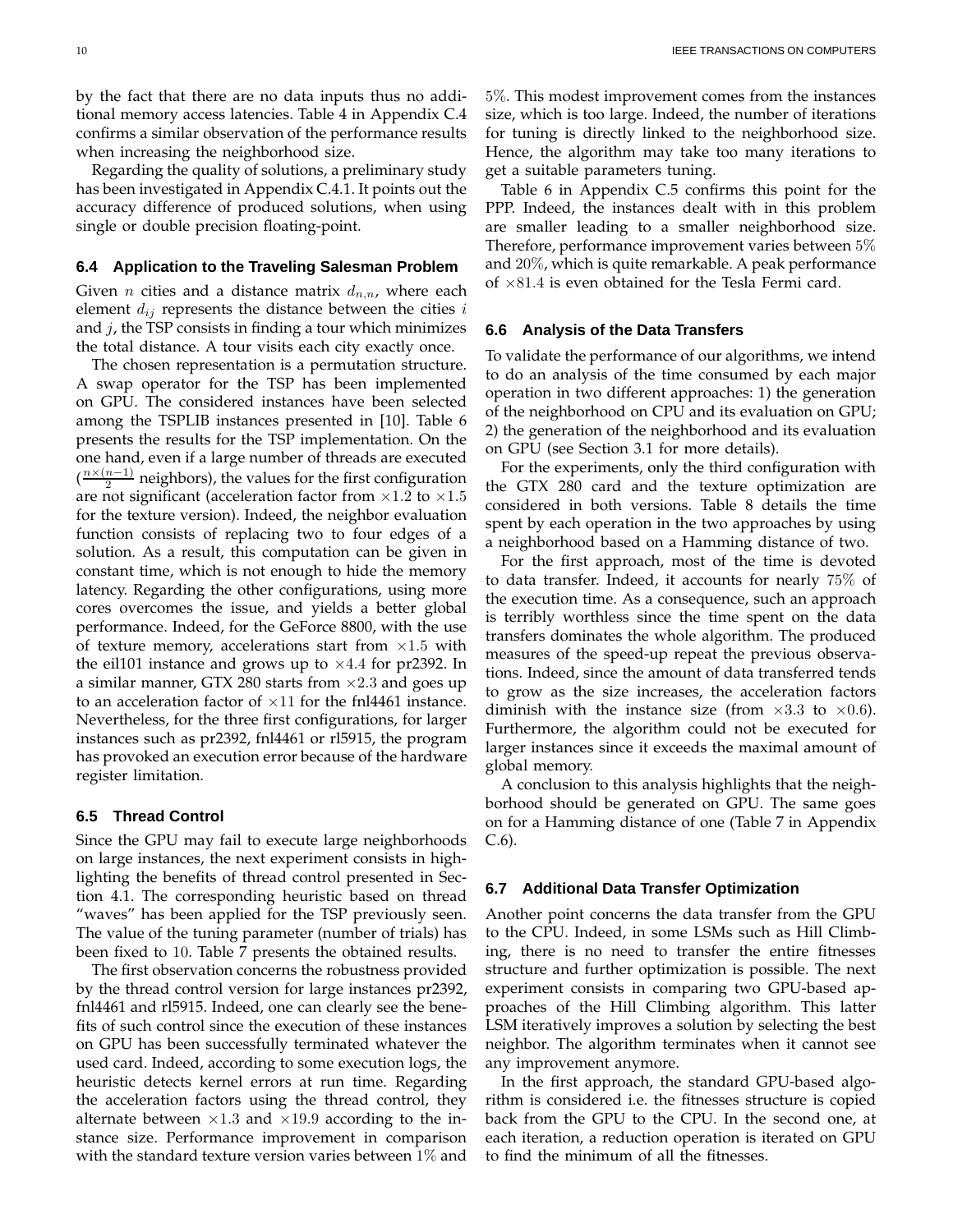by the fact that there are no data inputs thus no additional memory access latencies. Table 4 in Appendix C.4 confirms a similar observation of the performance results when increasing the neighborhood size.

Regarding the quality of solutions, a preliminary study has been investigated in Appendix C.4.1. It points out the accuracy difference of produced solutions, when using single or double precision floating-point.

### 6.4 Application to the Traveling Salesman Problem

Given $n$ cities and a distance matrix $d_{n,n}$, where each element $d_{ij}$ represents the distance between the cities $i$ and $j$, the TSP consists in finding a tour which minimizes the total distance. A tour visits each city exactly once.

The chosen representation is a permutation structure. A swap operator for the TSP has been implemented on GPU. The considered instances have been selected among the TSPLIB instances presented in [10]. Table 6 presents the results for the TSP implementation. On the one hand, even if a large number of threads are executed ($\frac{n \times (n-1)}{2}$ neighbors), the values for the first configuration are not significant (acceleration factor from $\times 1.2$ to $\times 1.5$ for the texture version). Indeed, the neighbor evaluation function consists of replacing two to four edges of a solution. As a result, this computation can be given in constant time, which is not enough to hide the memory latency. Regarding the other configurations, using more cores overcomes the issue, and yields a better global performance. Indeed, for the GeForce 8800, with the use of texture memory, accelerations start from $\times 1.5$ with the eil101 instance and grows up to $\times 4.4$ for pr2392. In a similar manner, GTX 280 starts from $\times 2.3$ and goes up to an acceleration factor of $\times 11$ for the fnl4461 instance. Nevertheless, for the three first configurations, for larger instances such as pr2392, fnl4461 or rl5915, the program has provoked an execution error because of the hardware register limitation.

### 6.5 Thread Control

Since the GPU may fail to execute large neighborhoods on large instances, the next experiment consists in highlighting the benefits of thread control presented in Section 4.1. The corresponding heuristic based on thread "waves" has been applied for the TSP previously seen. The value of the tuning parameter (number of trials) has been fixed to 10. Table 7 presents the obtained results.

The first observation concerns the robustness provided by the thread control version for large instances pr2392, fnl4461 and rl5915. Indeed, one can clearly see the benefits of such control since the execution of these instances on GPU has been successfully terminated whatever the used card. Indeed, according to some execution logs, the heuristic detects kernel errors at run time. Regarding the acceleration factors using the thread control, they alternate between $\times 1.3$ and $\times 19.9$ according to the instance size. Performance improvement in comparison with the standard texture version varies between $1\%$ and $5\%$. This modest improvement comes from the instances size, which is too large. Indeed, the number of iterations for tuning is directly linked to the neighborhood size. Hence, the algorithm may take too many iterations to get a suitable parameters tuning.

Table 6 in Appendix C.5 confirms this point for the PPP. Indeed, the instances dealt with in this problem are smaller leading to a smaller neighborhood size. Therefore, performance improvement varies between $5\%$ and $20\%$, which is quite remarkable. A peak performance of $\times 81.4$ is even obtained for the Tesla Fermi card.

### 6.6 Analysis of the Data Transfers

To validate the performance of our algorithms, we intend to do an analysis of the time consumed by each major operation in two different approaches: 1) the generation of the neighborhood on CPU and its evaluation on GPU; 2) the generation of the neighborhood and its evaluation on GPU (see Section 3.1 for more details).

For the experiments, only the third configuration with the GTX 280 card and the texture optimization are considered in both versions. Table 8 details the time spent by each operation in the two approaches by using a neighborhood based on a Hamming distance of two.

For the first approach, most of the time is devoted to data transfer. Indeed, it accounts for nearly $75\%$ of the execution time. As a consequence, such an approach is terribly worthless since the time spent on the data transfers dominates the whole algorithm. The produced measures of the speed-up repeat the previous observations. Indeed, since the amount of data transferred tends to grow as the size increases, the acceleration factors diminish with the instance size (from $\times 3.3$ to $\times 0.6$). Furthermore, the algorithm could not be executed for larger instances since it exceeds the maximal amount of global memory.

A conclusion to this analysis highlights that the neighborhood should be generated on GPU. The same goes on for a Hamming distance of one (Table 7 in Appendix C.6).

### 6.7 Additional Data Transfer Optimization

Another point concerns the data transfer from the GPU to the CPU. Indeed, in some LSMs such as Hill Climbing, there is no need to transfer the entire fitnesses structure and further optimization is possible. The next experiment consists in comparing two GPU-based approaches of the Hill Climbing algorithm. This latter LSM iteratively improves a solution by selecting the best neighbor. The algorithm terminates when it cannot see any improvement anymore.

In the first approach, the standard GPU-based algorithm is considered i.e. the fitnesses structure is copied back from the GPU to the CPU. In the second one, at each iteration, a reduction operation is iterated on GPU to find the minimum of all the fitnesses.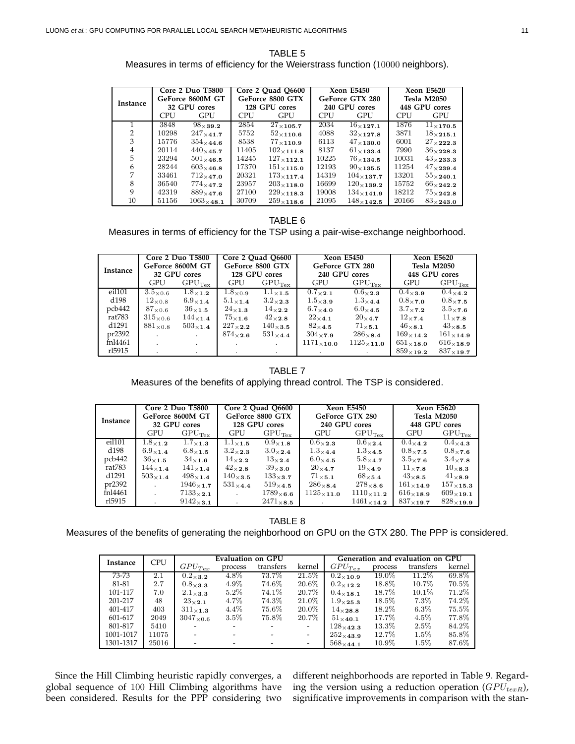TABLE 5

Measures in terms of efficiency for the Weierstrass function (10000 neighbors).

| Instance | Core 2 Duo T5800 GeForce 8600M GT 32 GPU cores | | Core 2 Quad Q6600 GeForce 8800 GTX 128 GPU cores | | Xeon E5450 GeForce GTX 280 240 GPU cores | | Xeon E5620 Tesla M2050 448 GPU cores | |
|---|---|---|---|---|---|---|---|---|
| | CPU | GPU | CPU | GPU | CPU | GPU | CPU | GPU |
| 1 | 3848 | $98_{\times 39.2}$ | 2854 | $27_{\times 105.7}$ | 2034 | $16_{\times 127.1}$ | 1876 | $11_{\times 170.5}$ |
| 2 | 10298 | $247_{\times 41.7}$ | 5752 | $52_{\times 110.6}$ | 4088 | $32_{\times 127.8}$ | 3871 | $18_{\times 215.1}$ |
| 3 | 15776 | $354_{\times 44.6}$ | 8538 | $77_{\times 110.9}$ | 6113 | $47_{\times 130.0}$ | 6001 | $27_{\times 222.3}$ |
| 4 | 20114 | $440_{\times 45.7}$ | 11405 | $102_{\times 111.8}$ | 8137 | $61_{\times 133.4}$ | 7990 | $36_{\times 228.3}$ |
| 5 | 23294 | $501_{\times 46.5}$ | 14245 | $127_{\times 112.1}$ | 10225 | $76_{\times 134.5}$ | 10031 | $43_{\times 233.3}$ |
| 6 | 28244 | $603_{\times 46.8}$ | 17370 | $151_{\times 115.0}$ | 12193 | $90_{\times 135.5}$ | 11254 | $47_{\times 239.4}$ |
| 7 | 33461 | $712_{\times 47.0}$ | 20321 | $173_{\times 117.4}$ | 14319 | $104_{\times 137.7}$ | 13201 | $55_{\times 240.1}$ |
| 8 | 36540 | $774_{\times 47.2}$ | 23957 | $203_{\times 118.0}$ | 16699 | $120_{\times 139.2}$ | 15752 | $66_{\times 242.2}$ |
| 9 | 42319 | $889_{\times 47.6}$ | 27100 | $229_{\times 118.3}$ | 19008 | $134_{\times 141.9}$ | 18212 | $75_{\times 242.8}$ |
| 10 | 51156 | $1063_{\times 48.1}$ | 30709 | $259_{\times 118.6}$ | 21095 | $148_{\times 142.5}$ | 20166 | $83_{\times 243.0}$ |

TABLE 6

Measures in terms of efficiency for the TSP using a pair-wise-exchange neighborhood.

| Instance | Core 2 Duo T5800 GeForce 8600M GT 32 GPU cores | | Core 2 Quad Q6600 GeForce 8800 GTX 128 GPU cores | | Xeon E5450 GeForce GTX 280 240 GPU cores | | Xeon E5620 Tesla M2050 448 GPU cores | |
|---|---|---|---|---|---|---|---|---|
| | GPU | $GPU_{Tex}$ | GPU | $GPU_{Tex}$ | GPU | $GPU_{Tex}$ | GPU | $GPU_{Tex}$ |
| eil101 | $3.5_{\times 0.6}$ | $1.8_{\times 1.2}$ | $1.8_{\times 0.9}$ | $1.1_{\times 1.5}$ | $0.7_{\times 2.1}$ | $0.6_{\times 2.3}$ | $0.4_{\times 3.9}$ | $0.4_{\times 4.2}$ |
| d198 | $12_{\times 0.8}$ | $6.9_{\times 1.4}$ | $5.1_{\times 1.4}$ | $3.2_{\times 2.3}$ | $1.5_{\times 3.9}$ | $1.3_{\times 4.4}$ | $0.8_{\times 7.0}$ | $0.8_{\times 7.5}$ |
| pcb442 | $87_{\times 0.6}$ | $36_{\times 1.5}$ | $24_{\times 1.3}$ | $14_{\times 2.2}$ | $6.7_{\times 4.0}$ | $6.0_{\times 4.5}$ | $3.7_{\times 7.2}$ | $3.5_{\times 7.6}$ |
| rat783 | $315_{\times 0.6}$ | $144_{\times 1.4}$ | $75_{\times 1.6}$ | $42_{\times 2.8}$ | $22_{\times 4.1}$ | $20_{\times 4.7}$ | $12_{\times 7.4}$ | $11_{\times 7.8}$ |
| d1291 | $881_{\times 0.8}$ | $503_{\times 1.4}$ | $227_{\times 2.2}$ | $140_{\times 3.5}$ | $82_{\times 4.5}$ | $71_{\times 5.1}$ | $46_{\times 8.1}$ | $43_{\times 8.5}$ |
| pr2392 | . | . | $874_{\times 2.6}$ | $531_{\times 4.4}$ | $304_{\times 7.9}$ | $286_{\times 8.4}$ | $169_{\times 14.2}$ | $161_{\times 14.9}$ |
| fnl4461 | . | . | . | . | $1171_{\times 10.0}$ | $1125_{\times 11.0}$ | $651_{\times 18.0}$ | $616_{\times 18.9}$ |
| rl5915 | . | . | . | . | . | . | $859_{\times 19.2}$ | $837_{\times 19.7}$ |

TABLE 7

Measures of the benefits of applying thread control. The TSP is considered.

| Instance | Core 2 Duo T5800 GeForce 8600M GT 32 GPU cores | | Core 2 Quad Q6600 GeForce 8800 GTX 128 GPU cores | | Xeon E5450 GeForce GTX 280 240 GPU cores | | Xeon E5620 Tesla M2050 448 GPU cores | |
|---|---|---|---|---|---|---|---|---|
| | GPU | $GPU_{Tex}$ | GPU | $GPU_{Tex}$ | GPU | $GPU_{Tex}$ | GPU | $GPU_{Tex}$ |
| eil101 | $1.8_{\times 1.2}$ | $1.7_{\times 1.3}$ | $1.1_{\times 1.5}$ | $0.9_{\times 1.8}$ | $0.6_{\times 2.3}$ | $0.6_{\times 2.4}$ | $0.4_{\times 4.2}$ | $0.4_{\times 4.3}$ |
| d198 | $6.9_{\times 1.4}$ | $6.8_{\times 1.5}$ | $3.2_{\times 2.3}$ | $3.0_{\times 2.4}$ | $1.3_{\times 4.4}$ | $1.3_{\times 4.5}$ | $0.8_{\times 7.5}$ | $0.8_{\times 7.6}$ |
| pcb442 | $36_{\times 1.5}$ | $34_{\times 1.6}$ | $14_{\times 2.2}$ | $13_{\times 2.4}$ | $6.0_{\times 4.5}$ | $5.8_{\times 4.7}$ | $3.5_{\times 7.6}$ | $3.4_{\times 7.8}$ |
| rat783 | $144_{\times 1.4}$ | $141_{\times 1.4}$ | $42_{\times 2.8}$ | $39_{\times 3.0}$ | $20_{\times 4.7}$ | $19_{\times 4.9}$ | $11_{\times 7.8}$ | $10_{\times 8.3}$ |
| d1291 | $503_{\times 1.4}$ | $498_{\times 1.4}$ | $140_{\times 3.5}$ | $133_{\times 3.7}$ | $71_{\times 5.1}$ | $68_{\times 5.4}$ | $43_{\times 8.5}$ | $41_{\times 8.9}$ |
| pr2392 | . | $1946_{\times 1.7}$ | $531_{\times 4.4}$ | $519_{\times 4.5}$ | $286_{\times 8.4}$ | $278_{\times 8.6}$ | $161_{\times 14.9}$ | $157_{\times 15.3}$ |
| fnl4461 | . | $7133_{\times 2.1}$ | . | $1789_{\times 6.6}$ | $1125_{\times 11.0}$ | $1110_{\times 11.2}$ | $616_{\times 18.9}$ | $609_{\times 19.1}$ |
| rl5915 | . | $9142_{\times 3.1}$ | . | $2471_{\times 8.5}$ | . | $1461_{\times 14.2}$ | $837_{\times 19.7}$ | $828_{\times 19.9}$ |

TABLE 8

Measures of the benefits of generating the neighborhood on GPU on the GTX 280. The PPP is considered.

| Instance | CPU | Evaluation on GPU | | | | Generation and evaluation on GPU | | | |
|---|---|---|---|---|---|---|---|---|---|
| | | $GPU_{Tex}$ | process | transfers | kernel | $GPU_{Tex}$ | process | transfers | kernel |
| 73-73 | 2.1 | $0.2_{\times 3.2}$ | 4.8% | 73.7% | 21.5% | $0.2_{\times 10.9}$ | 19.0% | 11.2% | 69.8% |
| 81-81 | 2.7 | $0.8_{\times 3.3}$ | 4.9% | 74.6% | 20.6% | $0.2_{\times 12.2}$ | 18.8% | 10.7% | 70.5% |
| 101-117 | 7.0 | $2.1_{\times 3.3}$ | 5.2% | 74.1% | 20.7% | $0.4_{\times 18.1}$ | 18.7% | 10.1% | 71.2% |
| 201-217 | 48 | $23_{\times 2.1}$ | 4.7% | 74.3% | 21.0% | $1.9_{\times 25.3}$ | 18.5% | 7.3% | 74.2% |
| 401-417 | 403 | $311_{\times 1.3}$ | 4.4% | 75.6% | 20.0% | $14_{\times 28.8}$ | 18.2% | 6.3% | 75.5% |
| 601-617 | 2049 | $3047_{\times 0.6}$ | 3.5% | 75.8% | 20.7% | $51_{\times 40.1}$ | 17.7% | 4.5% | 77.8% |
| 801-817 | 5410 | - | - | - | - | $128_{\times 42.3}$ | 13.3% | 2.5% | 84.2% |
| 1001-1017 | 11075 | - | - | - | - | $252_{\times 43.9}$ | 12.7% | 1.5% | 85.8% |
| 1301-1317 | 25016 | - | - | - | - | $568_{\times 44.1}$ | 10.9% | 1.5% | 87.6% |

Since the Hill Climbing heuristic rapidly converges, a global sequence of 100 Hill Climbing algorithms have been considered. Results for the PPP considering two different neighborhoods are reported in Table 9. Regarding the version using a reduction operation ($GPU_{texR}$), significative improvements in comparison with the stan-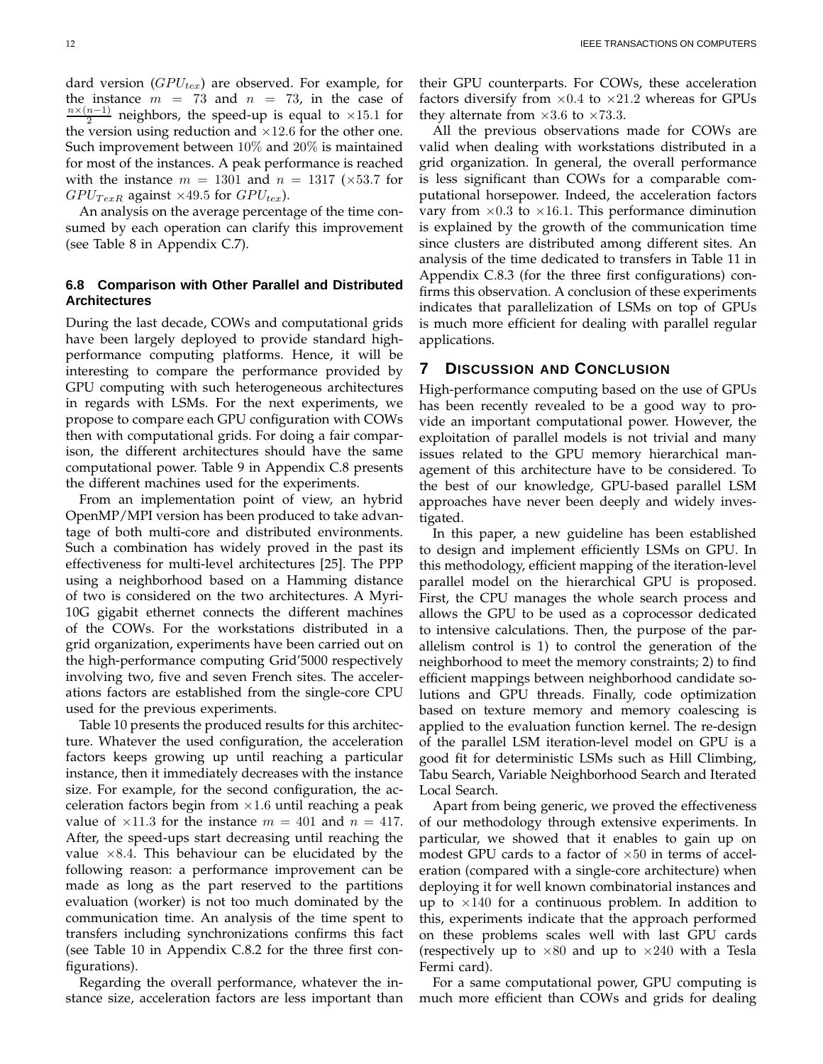dard version ($GPU_{tex}$) are observed. For example, for the instance $m = 73$ and $n = 73$, in the case of $\frac{n\times(n-1)}{2}$ neighbors, the speed-up is equal to $\times 15.1$ for the version using reduction and $\times 12.6$ for the other one. Such improvement between $10\%$ and $20\%$ is maintained for most of the instances. A peak performance is reached with the instance $m = 1301$ and $n = 1317$ ($\times 53.7$ for $GPU_{TexR}$ against $\times 49.5$ for $GPU_{tex}$).

An analysis on the average percentage of the time consumed by each operation can clarify this improvement (see Table 8 in Appendix C.7).

### 6.8 Comparison with Other Parallel and Distributed Architectures

During the last decade, COWs and computational grids have been largely deployed to provide standard high-performance computing platforms. Hence, it will be interesting to compare the performance provided by GPU computing with such heterogeneous architectures in regards with LSMs. For the next experiments, we propose to compare each GPU configuration with COWs then with computational grids. For doing a fair comparison, the different architectures should have the same computational power. Table 9 in Appendix C.8 presents the different machines used for the experiments.

From an implementation point of view, an hybrid OpenMP/MPI version has been produced to take advantage of both multi-core and distributed environments. Such a combination has widely proved in the past its effectiveness for multi-level architectures [25]. The PPP using a neighborhood based on a Hamming distance of two is considered on the two architectures. A Myri-10G gigabit ethernet connects the different machines of the COWs. For the workstations distributed in a grid organization, experiments have been carried out on the high-performance computing Grid′5000 respectively involving two, five and seven French sites. The accelerations factors are established from the single-core CPU used for the previous experiments.

Table 10 presents the produced results for this architecture. Whatever the used configuration, the acceleration factors keeps growing up until reaching a particular instance, then it immediately decreases with the instance size. For example, for the second configuration, the acceleration factors begin from $\times 1.6$ until reaching a peak value of $\times 11.3$ for the instance $m = 401$ and $n = 417$. After, the speed-ups start decreasing until reaching the value $\times 8.4$. This behaviour can be elucidated by the following reason: a performance improvement can be made as long as the part reserved to the partitions evaluation (worker) is not too much dominated by the communication time. An analysis of the time spent to transfers including synchronizations confirms this fact (see Table 10 in Appendix C.8.2 for the three first configurations).

Regarding the overall performance, whatever the instance size, acceleration factors are less important than their GPU counterparts. For COWs, these acceleration factors diversify from $\times 0.4$ to $\times 21.2$ whereas for GPUs they alternate from $\times 3.6$ to $\times 73.3$.

All the previous observations made for COWs are valid when dealing with workstations distributed in a grid organization. In general, the overall performance is less significant than COWs for a comparable computational horsepower. Indeed, the acceleration factors vary from $\times 0.3$ to $\times 16.1$. This performance diminution is explained by the growth of the communication time since clusters are distributed among different sites. An analysis of the time dedicated to transfers in Table 11 in Appendix C.8.3 (for the three first configurations) confirms this observation. A conclusion of these experiments indicates that parallelization of LSMs on top of GPUs is much more efficient for dealing with parallel regular applications.

## 7 Discussion and Conclusion

High-performance computing based on the use of GPUs has been recently revealed to be a good way to provide an important computational power. However, the exploitation of parallel models is not trivial and many issues related to the GPU memory hierarchical management of this architecture have to be considered. To the best of our knowledge, GPU-based parallel LSM approaches have never been deeply and widely investigated.

In this paper, a new guideline has been established to design and implement efficiently LSMs on GPU. In this methodology, efficient mapping of the iteration-level parallel model on the hierarchical GPU is proposed. First, the CPU manages the whole search process and allows the GPU to be used as a coprocessor dedicated to intensive calculations. Then, the purpose of the parallelism control is 1) to control the generation of the neighborhood to meet the memory constraints; 2) to find efficient mappings between neighborhood candidate solutions and GPU threads. Finally, code optimization based on texture memory and memory coalescing is applied to the evaluation function kernel. The re-design of the parallel LSM iteration-level model on GPU is a good fit for deterministic LSMs such as Hill Climbing, Tabu Search, Variable Neighborhood Search and Iterated Local Search.

Apart from being generic, we proved the effectiveness of our methodology through extensive experiments. In particular, we showed that it enables to gain up on modest GPU cards to a factor of $\times 50$ in terms of acceleration (compared with a single-core architecture) when deploying it for well known combinatorial instances and up to $\times 140$ for a continuous problem. In addition to this, experiments indicate that the approach performed on these problems scales well with last GPU cards (respectively up to $\times 80$ and up to $\times 240$ with a Tesla Fermi card).

For a same computational power, GPU computing is much more efficient than COWs and grids for dealing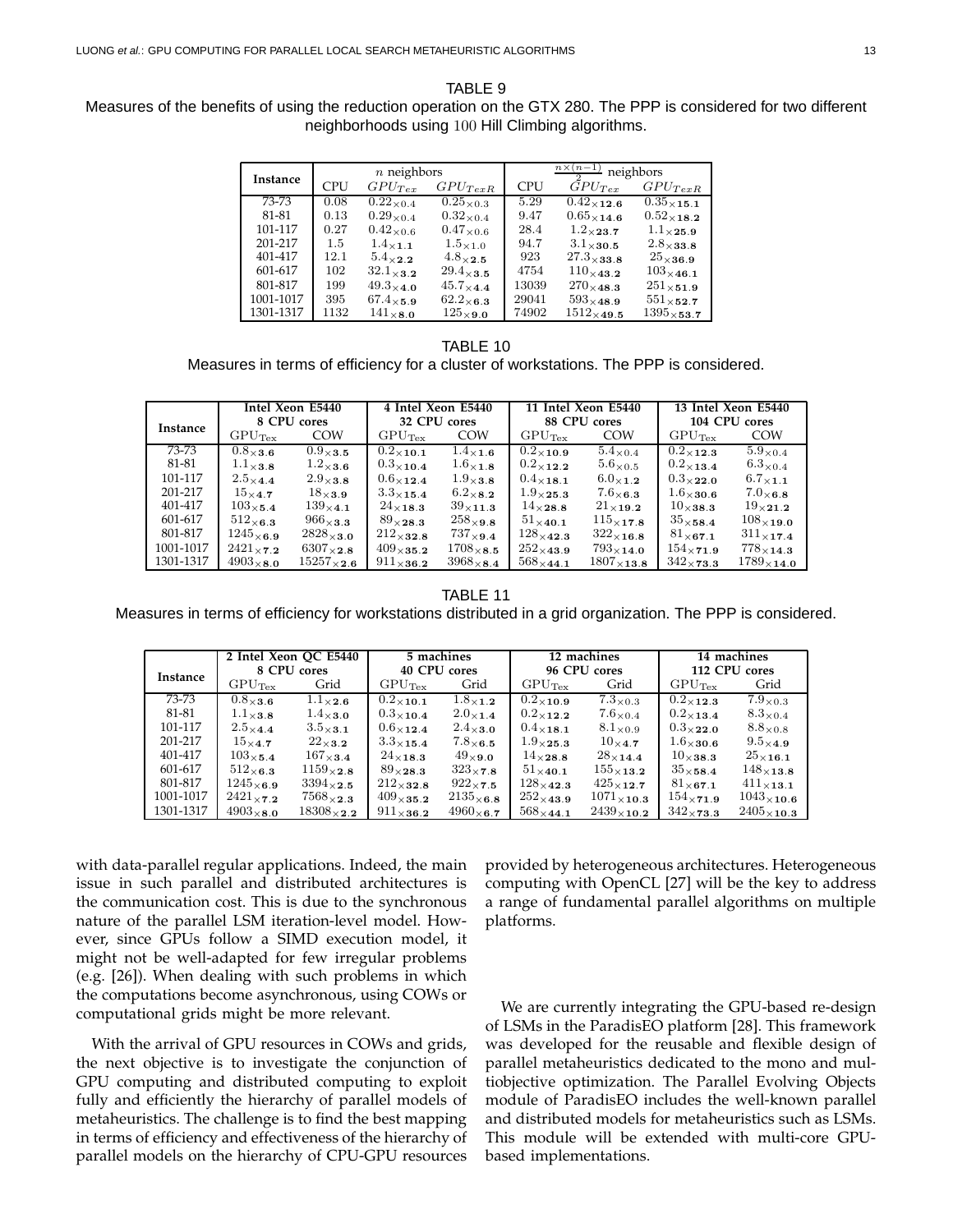TABLE 9

Measures of the benefits of using the reduction operation on the GTX 280. The PPP is considered for two different neighborhoods using 100 Hill Climbing algorithms.

| Instance | $n$ neighbors | | | $\frac{n\times(n-1)}{2}$ neighbors | | |
|---|---|---|---|---|---|---|
| | CPU | $GPU_{Tex}$ | $GPU_{TexR}$ | CPU | $GPU_{Tex}$ | $GPU_{TexR}$ |
| 73-73 | 0.08 | $0.22_{\times 0.4}$ | $0.25_{\times 0.3}$ | 5.29 | $0.42_{\times \mathbf{12.6}}$ | $0.35_{\times \mathbf{15.1}}$ |
| 81-81 | 0.13 | $0.29_{\times 0.4}$ | $0.32_{\times 0.4}$ | 9.47 | $0.65_{\times \mathbf{14.6}}$ | $0.52_{\times \mathbf{18.2}}$ |
| 101-117 | 0.27 | $0.42_{\times 0.6}$ | $0.47_{\times 0.6}$ | 28.4 | $1.2_{\times \mathbf{23.7}}$ | $1.1_{\times \mathbf{25.9}}$ |
| 201-217 | 1.5 | $1.4_{\times \mathbf{1.1}}$ | $1.5_{\times 1.0}$ | 94.7 | $3.1_{\times \mathbf{30.5}}$ | $2.8_{\times \mathbf{33.8}}$ |
| 401-417 | 12.1 | $5.4_{\times \mathbf{2.2}}$ | $4.8_{\times \mathbf{2.5}}$ | 923 | $27.3_{\times \mathbf{33.8}}$ | $25_{\times \mathbf{36.9}}$ |
| 601-617 | 102 | $32.1_{\times \mathbf{3.2}}$ | $29.4_{\times \mathbf{3.5}}$ | 4754 | $110_{\times \mathbf{43.2}}$ | $103_{\times \mathbf{46.1}}$ |
| 801-817 | 199 | $49.3_{\times \mathbf{4.0}}$ | $45.7_{\times \mathbf{4.4}}$ | 13039 | $270_{\times \mathbf{48.3}}$ | $251_{\times \mathbf{51.9}}$ |
| 1001-1017 | 395 | $67.4_{\times \mathbf{5.9}}$ | $62.2_{\times \mathbf{6.3}}$ | 29041 | $593_{\times \mathbf{48.9}}$ | $551_{\times \mathbf{52.7}}$ |
| 1301-1317 | 1132 | $141_{\times \mathbf{8.0}}$ | $125_{\times \mathbf{9.0}}$ | 74902 | $1512_{\times \mathbf{49.5}}$ | $1395_{\times \mathbf{53.7}}$ |

TABLE 10

Measures in terms of efficiency for a cluster of workstations. The PPP is considered.

| Instance | Intel Xeon E5440 8 CPU cores | | 4 Intel Xeon E5440 32 CPU cores | | 11 Intel Xeon E5440 88 CPU cores | | 13 Intel Xeon E5440 104 CPU cores | |
|---|---|---|---|---|---|---|---|---|
| | $GPU_{Tex}$ | COW | $GPU_{Tex}$ | COW | $GPU_{Tex}$ | COW | $GPU_{Tex}$ | COW |
| 73-73 | $0.8_{\times \mathbf{3.6}}$ | $0.9_{\times \mathbf{3.5}}$ | $0.2_{\times \mathbf{10.1}}$ | $1.4_{\times \mathbf{1.6}}$ | $0.2_{\times \mathbf{10.9}}$ | $5.4_{\times 0.4}$ | $0.2_{\times \mathbf{12.3}}$ | $5.9_{\times 0.4}$ |
| 81-81 | $1.1_{\times \mathbf{3.8}}$ | $1.2_{\times \mathbf{3.6}}$ | $0.3_{\times \mathbf{10.4}}$ | $1.6_{\times \mathbf{1.8}}$ | $0.2_{\times \mathbf{12.2}}$ | $5.6_{\times 0.5}$ | $0.2_{\times \mathbf{13.4}}$ | $6.3_{\times 0.4}$ |
| 101-117 | $2.5_{\times \mathbf{4.4}}$ | $2.9_{\times \mathbf{3.8}}$ | $0.6_{\times \mathbf{12.4}}$ | $1.9_{\times \mathbf{3.8}}$ | $0.4_{\times \mathbf{18.1}}$ | $6.0_{\times \mathbf{1.2}}$ | $0.3_{\times \mathbf{22.0}}$ | $6.7_{\times \mathbf{1.1}}$ |
| 201-217 | $15_{\times \mathbf{4.7}}$ | $18_{\times \mathbf{3.9}}$ | $3.3_{\times \mathbf{15.4}}$ | $6.2_{\times \mathbf{8.2}}$ | $1.9_{\times \mathbf{25.3}}$ | $7.6_{\times \mathbf{6.3}}$ | $1.6_{\times \mathbf{30.6}}$ | $7.0_{\times \mathbf{6.8}}$ |
| 401-417 | $103_{\times \mathbf{5.4}}$ | $139_{\times \mathbf{4.1}}$ | $24_{\times \mathbf{18.3}}$ | $39_{\times \mathbf{11.3}}$ | $14_{\times \mathbf{28.8}}$ | $21_{\times \mathbf{19.2}}$ | $10_{\times \mathbf{38.3}}$ | $19_{\times \mathbf{21.2}}$ |
| 601-617 | $512_{\times \mathbf{6.3}}$ | $966_{\times \mathbf{3.3}}$ | $89_{\times \mathbf{28.3}}$ | $258_{\times \mathbf{9.8}}$ | $51_{\times \mathbf{40.1}}$ | $115_{\times \mathbf{17.8}}$ | $35_{\times \mathbf{58.4}}$ | $108_{\times \mathbf{19.0}}$ |
| 801-817 | $1245_{\times \mathbf{6.9}}$ | $2828_{\times \mathbf{3.0}}$ | $212_{\times \mathbf{32.8}}$ | $737_{\times \mathbf{9.4}}$ | $128_{\times \mathbf{42.3}}$ | $322_{\times \mathbf{16.8}}$ | $81_{\times \mathbf{67.1}}$ | $311_{\times \mathbf{17.4}}$ |
| 1001-1017 | $2421_{\times \mathbf{7.2}}$ | $6307_{\times \mathbf{2.8}}$ | $409_{\times \mathbf{35.2}}$ | $1708_{\times \mathbf{8.5}}$ | $252_{\times \mathbf{43.9}}$ | $793_{\times \mathbf{14.0}}$ | $154_{\times \mathbf{71.9}}$ | $778_{\times \mathbf{14.3}}$ |
| 1301-1317 | $4903_{\times \mathbf{8.0}}$ | $15257_{\times \mathbf{2.6}}$ | $911_{\times \mathbf{36.2}}$ | $3968_{\times \mathbf{8.4}}$ | $568_{\times \mathbf{44.1}}$ | $1807_{\times \mathbf{13.8}}$ | $342_{\times \mathbf{73.3}}$ | $1789_{\times \mathbf{14.0}}$ |

TABLE 11

Measures in terms of efficiency for workstations distributed in a grid organization. The PPP is considered.

| Instance | 2 Intel Xeon QC E5440 8 CPU cores | | 5 machines 40 CPU cores | | 12 machines 96 CPU cores | | 14 machines 112 CPU cores | |
|---|---|---|---|---|---|---|---|---|
| | $GPU_{Tex}$ | Grid | $GPU_{Tex}$ | Grid | $GPU_{Tex}$ | Grid | $GPU_{Tex}$ | Grid |
| 73-73 | $0.8_{\times \mathbf{3.6}}$ | $1.1_{\times \mathbf{2.6}}$ | $0.2_{\times \mathbf{10.1}}$ | $1.8_{\times \mathbf{1.2}}$ | $0.2_{\times \mathbf{10.9}}$ | $7.3_{\times 0.3}$ | $0.2_{\times \mathbf{12.3}}$ | $7.9_{\times 0.3}$ |
| 81-81 | $1.1_{\times \mathbf{3.8}}$ | $1.4_{\times \mathbf{3.0}}$ | $0.3_{\times \mathbf{10.4}}$ | $2.0_{\times \mathbf{1.4}}$ | $0.2_{\times \mathbf{12.2}}$ | $7.6_{\times 0.4}$ | $0.2_{\times \mathbf{13.4}}$ | $8.3_{\times 0.4}$ |
| 101-117 | $2.5_{\times \mathbf{4.4}}$ | $3.5_{\times \mathbf{3.1}}$ | $0.6_{\times \mathbf{12.4}}$ | $2.4_{\times \mathbf{3.0}}$ | $0.4_{\times \mathbf{18.1}}$ | $8.1_{\times 0.9}$ | $0.3_{\times \mathbf{22.0}}$ | $8.8_{\times 0.8}$ |
| 201-217 | $15_{\times \mathbf{4.7}}$ | $22_{\times \mathbf{3.2}}$ | $3.3_{\times \mathbf{15.4}}$ | $7.8_{\times \mathbf{6.5}}$ | $1.9_{\times \mathbf{25.3}}$ | $10_{\times \mathbf{4.7}}$ | $1.6_{\times \mathbf{30.6}}$ | $9.5_{\times \mathbf{4.9}}$ |
| 401-417 | $103_{\times \mathbf{5.4}}$ | $167_{\times \mathbf{3.4}}$ | $24_{\times \mathbf{18.3}}$ | $49_{\times \mathbf{9.0}}$ | $14_{\times \mathbf{28.8}}$ | $28_{\times \mathbf{14.4}}$ | $10_{\times \mathbf{38.3}}$ | $25_{\times \mathbf{16.1}}$ |
| 601-617 | $512_{\times \mathbf{6.3}}$ | $1159_{\times \mathbf{2.8}}$ | $89_{\times \mathbf{28.3}}$ | $323_{\times \mathbf{7.8}}$ | $51_{\times \mathbf{40.1}}$ | $155_{\times \mathbf{13.2}}$ | $35_{\times \mathbf{58.4}}$ | $148_{\times \mathbf{13.8}}$ |
| 801-817 | $1245_{\times \mathbf{6.9}}$ | $3394_{\times \mathbf{2.5}}$ | $212_{\times \mathbf{32.8}}$ | $922_{\times \mathbf{7.5}}$ | $128_{\times \mathbf{42.3}}$ | $425_{\times \mathbf{12.7}}$ | $81_{\times \mathbf{67.1}}$ | $411_{\times \mathbf{13.1}}$ |
| 1001-1017 | $2421_{\times \mathbf{7.2}}$ | $7568_{\times \mathbf{2.3}}$ | $409_{\times \mathbf{35.2}}$ | $2135_{\times \mathbf{6.8}}$ | $252_{\times \mathbf{43.9}}$ | $1071_{\times \mathbf{10.3}}$ | $154_{\times \mathbf{71.9}}$ | $1043_{\times \mathbf{10.6}}$ |
| 1301-1317 | $4903_{\times \mathbf{8.0}}$ | $18308_{\times \mathbf{2.2}}$ | $911_{\times \mathbf{36.2}}$ | $4960_{\times \mathbf{6.7}}$ | $568_{\times \mathbf{44.1}}$ | $2439_{\times \mathbf{10.2}}$ | $342_{\times \mathbf{73.3}}$ | $2405_{\times \mathbf{10.3}}$ |

with data-parallel regular applications. Indeed, the main issue in such parallel and distributed architectures is the communication cost. This is due to the synchronous nature of the parallel LSM iteration-level model. However, since GPUs follow a SIMD execution model, it might not be well-adapted for few irregular problems (e.g. [26]). When dealing with such problems in which the computations become asynchronous, using COWs or computational grids might be more relevant.

With the arrival of GPU resources in COWs and grids, the next objective is to investigate the conjunction of GPU computing and distributed computing to exploit fully and efficiently the hierarchy of parallel models of metaheuristics. The challenge is to find the best mapping in terms of efficiency and effectiveness of the hierarchy of parallel models on the hierarchy of CPU-GPU resources provided by heterogeneous architectures. Heterogeneous computing with OpenCL [27] will be the key to address a range of fundamental parallel algorithms on multiple platforms.

We are currently integrating the GPU-based re-design of LSMs in the ParadisEO platform [28]. This framework was developed for the reusable and flexible design of parallel metaheuristics dedicated to the mono and multiobjective optimization. The Parallel Evolving Objects module of ParadisEO includes the well-known parallel and distributed models for metaheuristics such as LSMs. This module will be extended with multi-core GPU-based implementations.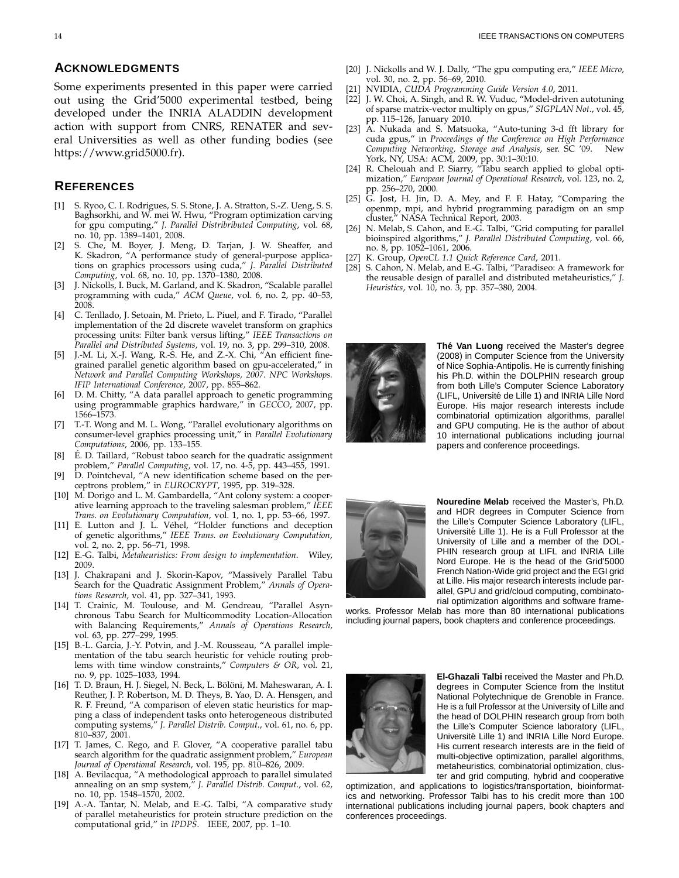## ACKNOWLEDGMENTS

Some experiments presented in this paper were carried out using the Grid'5000 experimental testbed, being developed under the INRIA ALADDIN development action with support from CNRS, RENATER and several Universities as well as other funding bodies (see https://www.grid5000.fr).

## REFERENCES

[1] S. Ryoo, C. I. Rodrigues, S. S. Stone, J. A. Stratton, S.-Z. Ueng, S. S. Baghsorkhi, and W. mei W. Hwu, "Program optimization carving for gpu computing," *J. Parallel Distribributed Computing*, vol. 68, no. 10, pp. 1389–1401, 2008.

[2] S. Che, M. Boyer, J. Meng, D. Tarjan, J. W. Sheaffer, and K. Skadron, "A performance study of general-purpose applications on graphics processors using cuda," *J. Parallel Distributed Computing*, vol. 68, no. 10, pp. 1370–1380, 2008.

[3] J. Nickolls, I. Buck, M. Garland, and K. Skadron, "Scalable parallel programming with cuda," *ACM Queue*, vol. 6, no. 2, pp. 40–53, 2008.

[4] C. Tenllado, J. Setoain, M. Prieto, L. Piuel, and F. Tirado, "Parallel implementation of the 2d discrete wavelet transform on graphics processing units: Filter bank versus lifting," *IEEE Transactions on Parallel and Distributed Systems*, vol. 19, no. 3, pp. 299–310, 2008.

[5] J.-M. Li, X.-J. Wang, R.-S. He, and Z.-X. Chi, "An efficient fine-grained parallel genetic algorithm based on gpu-accelerated," in *Network and Parallel Computing Workshops, 2007. NPC Workshops. IFIP International Conference*, 2007, pp. 855–862.

[6] D. M. Chitty, "A data parallel approach to genetic programming using programmable graphics hardware," in *GECCO*, 2007, pp. 1566–1573.

[7] T.-T. Wong and M. L. Wong, "Parallel evolutionary algorithms on consumer-level graphics processing unit," in *Parallel Evolutionary Computations*, 2006, pp. 133–155.

[8] É. D. Taillard, "Robust taboo search for the quadratic assignment problem," *Parallel Computing*, vol. 17, no. 4-5, pp. 443–455, 1991.

[9] D. Pointcheval, "A new identification scheme based on the perceptrons problem," in *EUROCRYPT*, 1995, pp. 319–328.

[10] M. Dorigo and L. M. Gambardella, "Ant colony system: a cooperative learning approach to the traveling salesman problem," *IEEE Trans. on Evolutionary Computation*, vol. 1, no. 1, pp. 53–66, 1997.

[11] E. Lutton and J. L. Véhel, "Holder functions and deception of genetic algorithms," *IEEE Trans. on Evolutionary Computation*, vol. 2, no. 2, pp. 56–71, 1998.

[12] E.-G. Talbi, *Metaheuristics: From design to implementation*. Wiley, 2009.

[13] J. Chakrapani and J. Skorin-Kapov, "Massively Parallel Tabu Search for the Quadratic Assignment Problem," *Annals of Operations Research*, vol. 41, pp. 327–341, 1993.

[14] T. Crainic, M. Toulouse, and M. Gendreau, "Parallel Asynchronous Tabu Search for Multicommodity Location-Allocation with Balancing Requirements," *Annals of Operations Research*, vol. 63, pp. 277–299, 1995.

[15] B.-L. Garcia, J.-Y. Potvin, and J.-M. Rousseau, "A parallel implementation of the tabu search heuristic for vehicle routing problems with time window constraints," *Computers & OR*, vol. 21, no. 9, pp. 1025–1033, 1994.

[16] T. D. Braun, H. J. Siegel, N. Beck, L. Bölöni, M. Maheswaran, A. I. Reuther, J. P. Robertson, M. D. Theys, B. Yao, D. A. Hensgen, and R. F. Freund, "A comparison of eleven static heuristics for mapping a class of independent tasks onto heterogeneous distributed computing systems," *J. Parallel Distrib. Comput.*, vol. 61, no. 6, pp. 810–837, 2001.

[17] T. James, C. Rego, and F. Glover, "A cooperative parallel tabu search algorithm for the quadratic assignment problem," *European Journal of Operational Research*, vol. 195, pp. 810–826, 2009.

[18] A. Bevilacqua, "A methodological approach to parallel simulated annealing on an smp system," *J. Parallel Distrib. Comput.*, vol. 62, no. 10, pp. 1548–1570, 2002.

[19] A.-A. Tantar, N. Melab, and E.-G. Talbi, "A comparative study of parallel metaheuristics for protein structure prediction on the computational grid," in *IPDPS*. IEEE, 2007, pp. 1–10.

[20] J. Nickolls and W. J. Dally, "The gpu computing era," *IEEE Micro*, vol. 30, no. 2, pp. 56–69, 2010.

[21] NVIDIA, *CUDA Programming Guide Version 4.0*, 2011.

[22] J. W. Choi, A. Singh, and R. W. Vuduc, "Model-driven autotuning of sparse matrix-vector multiply on gpus," *SIGPLAN Not.*, vol. 45, pp. 115–126, January 2010.

[23] A. Nukada and S. Matsuoka, "Auto-tuning 3-d fft library for cuda gpus," in *Proceedings of the Conference on High Performance Computing Networking, Storage and Analysis*, ser. SC '09. New York, NY, USA: ACM, 2009, pp. 30:1–30:10.

[24] R. Chelouah and P. Siarry, "Tabu search applied to global optimization," *European Journal of Operational Research*, vol. 123, no. 2, pp. 256–270, 2000.

[25] G. Jost, H. Jin, D. A. Mey, and F. F. Hatay, "Comparing the openmp, mpi, and hybrid programming paradigm on an smp cluster," NASA Technical Report, 2003.

[26] N. Melab, S. Cahon, and E.-G. Talbi, "Grid computing for parallel bioinspired algorithms," *J. Parallel Distributed Computing*, vol. 66, no. 8, pp. 1052–1061, 2006.

[27] K. Group, *OpenCL 1.1 Quick Reference Card*, 2011.

[28] S. Cahon, N. Melab, and E.-G. Talbi, "Paradiseo: A framework for the reusable design of parallel and distributed metaheuristics," *J. Heuristics*, vol. 10, no. 3, pp. 357–380, 2004.

**Thé Van Luong** received the Master's degree (2008) in Computer Science from the University of Nice Sophia-Antipolis. He is currently finishing his Ph.D. within the DOLPHIN research group from both Lille's Computer Science Laboratory (LIFL, Université de Lille 1) and INRIA Lille Nord Europe. His major research interests include combinatorial optimization algorithms, parallel and GPU computing. He is the author of about 10 international publications including journal papers and conference proceedings.

**Nouredine Melab** received the Master's, Ph.D. and HDR degrees in Computer Science from the Lille's Computer Science Laboratory (LIFL, Université Lille 1). He is a Full Professor at the University of Lille and a member of the DOLPHIN research group at LIFL and INRIA Lille Nord Europe. He is the head of the Grid'5000 French Nation-Wide grid project and the EGI grid at Lille. His major research interests include parallel, GPU and grid/cloud computing, combinatorial optimization algorithms and software frameworks. Professor Melab has more than 80 international publications including journal papers, book chapters and conference proceedings.

**El-Ghazali Talbi** received the Master and Ph.D. degrees in Computer Science from the Institut National Polytechnique de Grenoble in France. He is a full Professor at the University of Lille and the head of DOLPHIN research group from both the Lille's Computer Science laboratory (LIFL, Université Lille 1) and INRIA Lille Nord Europe. His current research interests are in the field of multi-objective optimization, parallel algorithms, metaheuristics, combinatorial optimization, cluster and grid computing, hybrid and cooperative optimization, and applications to logistics/transportation, bioinformatics and networking. Professor Talbi has to his credit more than 100 international publications including journal papers, book chapters and conferences proceedings.